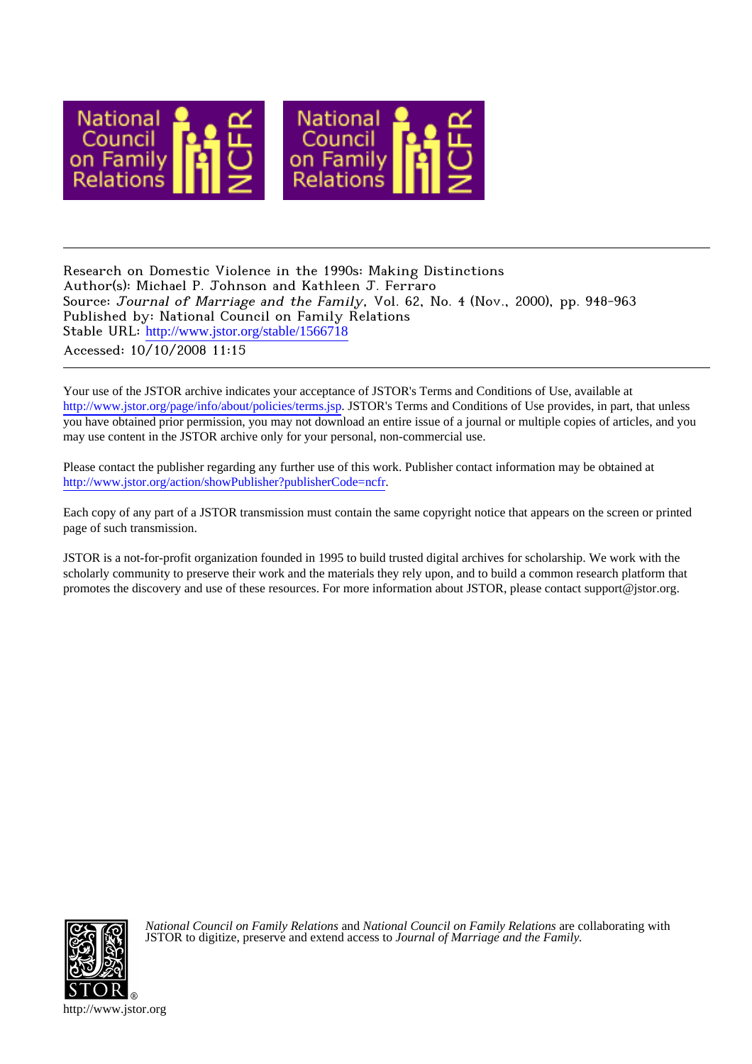Research on Domestic Violence in the 1990s: Making Distinctions
Author(s): Michael P. Johnson and Kathleen J. Ferraro
Source: *Journal of Marriage and the Family*, Vol. 62, No. 4 (Nov., 2000), pp. 948-963
Published by: National Council on Family Relations
Stable URL: http://www.jstor.org/stable/1566718
Accessed: 10/10/2008 11:15

---

Your use of the JSTOR archive indicates your acceptance of JSTOR's Terms and Conditions of Use, available at http://www.jstor.org/page/info/about/policies/terms.jsp. JSTOR's Terms and Conditions of Use provides, in part, that unless you have obtained prior permission, you may not download an entire issue of a journal or multiple copies of articles, and you may use content in the JSTOR archive only for your personal, non-commercial use.

Please contact the publisher regarding any further use of this work. Publisher contact information may be obtained at http://www.jstor.org/action/showPublisher?publisherCode=ncfr.

Each copy of any part of a JSTOR transmission must contain the same copyright notice that appears on the screen or printed page of such transmission.

JSTOR is a not-for-profit organization founded in 1995 to build trusted digital archives for scholarship. We work with the scholarly community to preserve their work and the materials they rely upon, and to build a common research platform that promotes the discovery and use of these resources. For more information about JSTOR, please contact support@jstor.org.

*National Council on Family Relations* and *National Council on Family Relations* are collaborating with JSTOR to digitize, preserve and extend access to *Journal of Marriage and the Family.*

http://www.jstor.org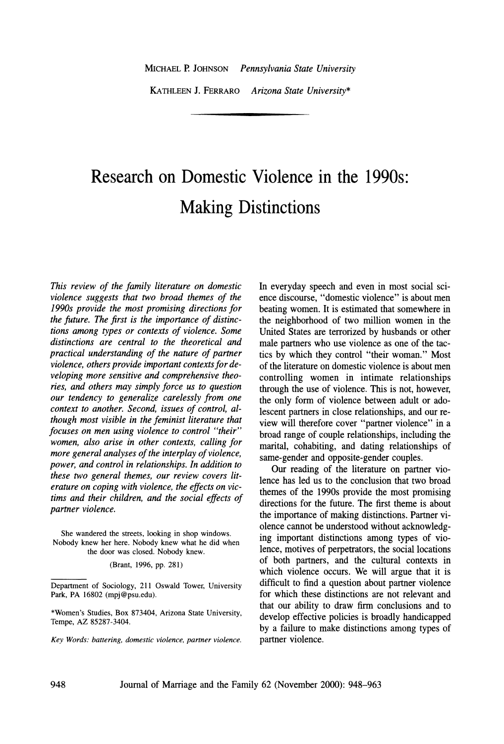Michael P. Johnson *Pennsylvania State University*

Kathleen J. Ferraro *Arizona State University**

# Research on Domestic Violence in the 1990s: Making Distinctions

*This review of the family literature on domestic violence suggests that two broad themes of the 1990s provide the most promising directions for the future. The first is the importance of distinctions among types or contexts of violence. Some distinctions are central to the theoretical and practical understanding of the nature of partner violence, others provide important contexts for developing more sensitive and comprehensive theories, and others may simply force us to question our tendency to generalize carelessly from one context to another. Second, issues of control, although most visible in the feminist literature that focuses on men using violence to control "their" women, also arise in other contexts, calling for more general analyses of the interplay of violence, power, and control in relationships. In addition to these two general themes, our review covers literature on coping with violence, the effects on victims and their children, and the social effects of partner violence.*

> She wandered the streets, looking in shop windows. Nobody knew her here. Nobody knew what he did when the door was closed. Nobody knew.
>
> (Brant, 1996, pp. 281)

Department of Sociology, 211 Oswald Tower, University Park, PA 16802 (mpj@psu.edu).

*Women's Studies, Box 873404, Arizona State University, Tempe, AZ 85287-3404.

*Key Words: battering, domestic violence, partner violence.*

In everyday speech and even in most social science discourse, "domestic violence" is about men beating women. It is estimated that somewhere in the neighborhood of two million women in the United States are terrorized by husbands or other male partners who use violence as one of the tactics by which they control "their woman." Most of the literature on domestic violence is about men controlling women in intimate relationships through the use of violence. This is not, however, the only form of violence between adult or adolescent partners in close relationships, and our review will therefore cover "partner violence" in a broad range of couple relationships, including the marital, cohabiting, and dating relationships of same-gender and opposite-gender couples.

Our reading of the literature on partner violence has led us to the conclusion that two broad themes of the 1990s provide the most promising directions for the future. The first theme is about the importance of making distinctions. Partner violence cannot be understood without acknowledging important distinctions among types of violence, motives of perpetrators, the social locations of both partners, and the cultural contexts in which violence occurs. We will argue that it is difficult to find a question about partner violence for which these distinctions are not relevant and that our ability to draw firm conclusions and to develop effective policies is broadly handicapped by a failure to make distinctions among types of partner violence.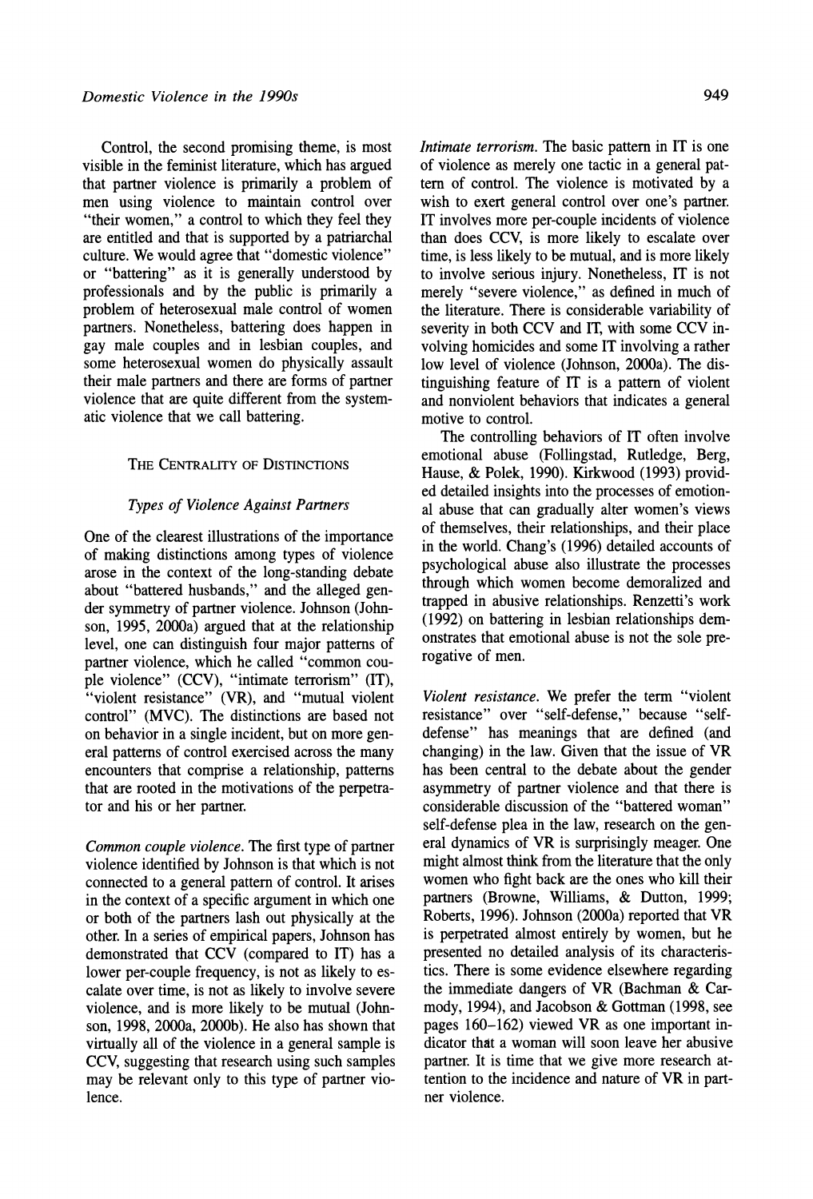Control, the second promising theme, is most visible in the feminist literature, which has argued that partner violence is primarily a problem of men using violence to maintain control over "their women," a control to which they feel they are entitled and that is supported by a patriarchal culture. We would agree that "domestic violence" or "battering" as it is generally understood by professionals and by the public is primarily a problem of heterosexual male control of women partners. Nonetheless, battering does happen in gay male couples and in lesbian couples, and some heterosexual women do physically assault their male partners and there are forms of partner violence that are quite different from the systematic violence that we call battering.

## The Centrality of Distinctions

### *Types of Violence Against Partners*

One of the clearest illustrations of the importance of making distinctions among types of violence arose in the context of the long-standing debate about "battered husbands," and the alleged gender symmetry of partner violence. Johnson (Johnson, 1995, 2000a) argued that at the relationship level, one can distinguish four major patterns of partner violence, which he called "common couple violence" (CCV), "intimate terrorism" (IT), "violent resistance" (VR), and "mutual violent control" (MVC). The distinctions are based not on behavior in a single incident, but on more general patterns of control exercised across the many encounters that comprise a relationship, patterns that are rooted in the motivations of the perpetrator and his or her partner.

*Common couple violence.* The first type of partner violence identified by Johnson is that which is not connected to a general pattern of control. It arises in the context of a specific argument in which one or both of the partners lash out physically at the other. In a series of empirical papers, Johnson has demonstrated that CCV (compared to IT) has a lower per-couple frequency, is not as likely to escalate over time, is not as likely to involve severe violence, and is more likely to be mutual (Johnson, 1998, 2000a, 2000b). He also has shown that virtually all of the violence in a general sample is CCV, suggesting that research using such samples may be relevant only to this type of partner violence.

*Intimate terrorism.* The basic pattern in IT is one of violence as merely one tactic in a general pattern of control. The violence is motivated by a wish to exert general control over one's partner. IT involves more per-couple incidents of violence than does CCV, is more likely to escalate over time, is less likely to be mutual, and is more likely to involve serious injury. Nonetheless, IT is not merely "severe violence," as defined in much of the literature. There is considerable variability of severity in both CCV and IT, with some CCV involving homicides and some IT involving a rather low level of violence (Johnson, 2000a). The distinguishing feature of IT is a pattern of violent and nonviolent behaviors that indicates a general motive to control.

The controlling behaviors of IT often involve emotional abuse (Follingstad, Rutledge, Berg, Hause, & Polek, 1990). Kirkwood (1993) provided detailed insights into the processes of emotional abuse that can gradually alter women's views of themselves, their relationships, and their place in the world. Chang's (1996) detailed accounts of psychological abuse also illustrate the processes through which women become demoralized and trapped in abusive relationships. Renzetti's work (1992) on battering in lesbian relationships demonstrates that emotional abuse is not the sole prerogative of men.

*Violent resistance.* We prefer the term "violent resistance" over "self-defense," because "self-defense" has meanings that are defined (and changing) in the law. Given that the issue of VR has been central to the debate about the gender asymmetry of partner violence and that there is considerable discussion of the "battered woman" self-defense plea in the law, research on the general dynamics of VR is surprisingly meager. One might almost think from the literature that the only women who fight back are the ones who kill their partners (Browne, Williams, & Dutton, 1999; Roberts, 1996). Johnson (2000a) reported that VR is perpetrated almost entirely by women, but he presented no detailed analysis of its characteristics. There is some evidence elsewhere regarding the immediate dangers of VR (Bachman & Carmody, 1994), and Jacobson & Gottman (1998, see pages 160–162) viewed VR as one important indicator that a woman will soon leave her abusive partner. It is time that we give more research attention to the incidence and nature of VR in partner violence.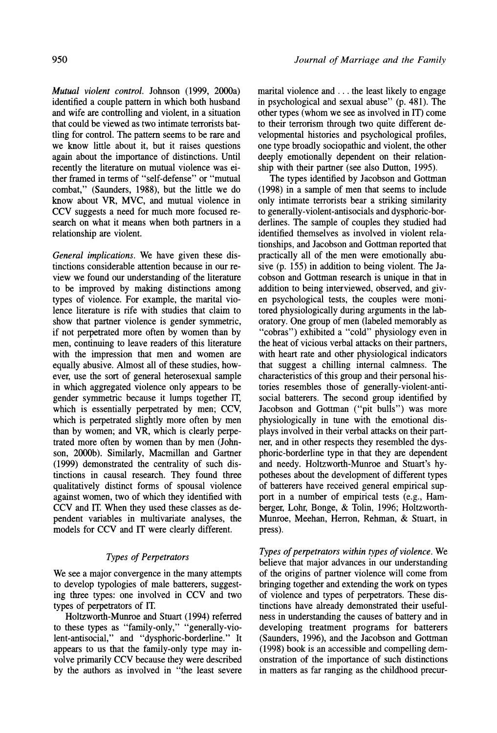*Mutual violent control.* Johnson (1999, 2000a) identified a couple pattern in which both husband and wife are controlling and violent, in a situation that could be viewed as two intimate terrorists battling for control. The pattern seems to be rare and we know little about it, but it raises questions again about the importance of distinctions. Until recently the literature on mutual violence was either framed in terms of "self-defense" or "mutual combat," (Saunders, 1988), but the little we do know about VR, MVC, and mutual violence in CCV suggests a need for much more focused research on what it means when both partners in a relationship are violent.

*General implications.* We have given these distinctions considerable attention because in our review we found our understanding of the literature to be improved by making distinctions among types of violence. For example, the marital violence literature is rife with studies that claim to show that partner violence is gender symmetric, if not perpetrated more often by women than by men, continuing to leave readers of this literature with the impression that men and women are equally abusive. Almost all of these studies, however, use the sort of general heterosexual sample in which aggregated violence only appears to be gender symmetric because it lumps together IT, which is essentially perpetrated by men; CCV, which is perpetrated slightly more often by men than by women; and VR, which is clearly perpetrated more often by women than by men (Johnson, 2000b). Similarly, Macmillan and Gartner (1999) demonstrated the centrality of such distinctions in causal research. They found three qualitatively distinct forms of spousal violence against women, two of which they identified with CCV and IT. When they used these classes as dependent variables in multivariate analyses, the models for CCV and IT were clearly different.

### *Types of Perpetrators*

We see a major convergence in the many attempts to develop typologies of male batterers, suggesting three types: one involved in CCV and two types of perpetrators of IT.

Holtzworth-Munroe and Stuart (1994) referred to these types as "family-only," "generally-violent-antisocial," and "dysphoric-borderline." It appears to us that the family-only type may involve primarily CCV because they were described by the authors as involved in "the least severe marital violence and . . . the least likely to engage in psychological and sexual abuse" (p. 481). The other types (whom we see as involved in IT) come to their terrorism through two quite different developmental histories and psychological profiles, one type broadly sociopathic and violent, the other deeply emotionally dependent on their relationship with their partner (see also Dutton, 1995).

The types identified by Jacobson and Gottman (1998) in a sample of men that seems to include only intimate terrorists bear a striking similarity to generally-violent-antisocials and dysphoric-borderlines. The sample of couples they studied had identified themselves as involved in violent relationships, and Jacobson and Gottman reported that practically all of the men were emotionally abusive (p. 155) in addition to being violent. The Jacobson and Gottman research is unique in that in addition to being interviewed, observed, and given psychological tests, the couples were monitored physiologically during arguments in the laboratory. One group of men (labeled memorably as "cobras") exhibited a "cold" physiology even in the heat of vicious verbal attacks on their partners, with heart rate and other physiological indicators that suggest a chilling internal calmness. The characteristics of this group and their personal histories resembles those of generally-violent-antisocial batterers. The second group identified by Jacobson and Gottman ("pit bulls") was more physiologically in tune with the emotional displays involved in their verbal attacks on their partner, and in other respects they resembled the dysphoric-borderline type in that they are dependent and needy. Holtzworth-Munroe and Stuart's hypotheses about the development of different types of batterers have received general empirical support in a number of empirical tests (e.g., Hamberger, Lohr, Bonge, & Tolin, 1996; Holtzworth-Munroe, Meehan, Herron, Rehman, & Stuart, in press).

*Types of perpetrators within types of violence.* We believe that major advances in our understanding of the origins of partner violence will come from bringing together and extending the work on types of violence and types of perpetrators. These distinctions have already demonstrated their usefulness in understanding the causes of battery and in developing treatment programs for batterers (Saunders, 1996), and the Jacobson and Gottman (1998) book is an accessible and compelling demonstration of the importance of such distinctions in matters as far ranging as the childhood precur-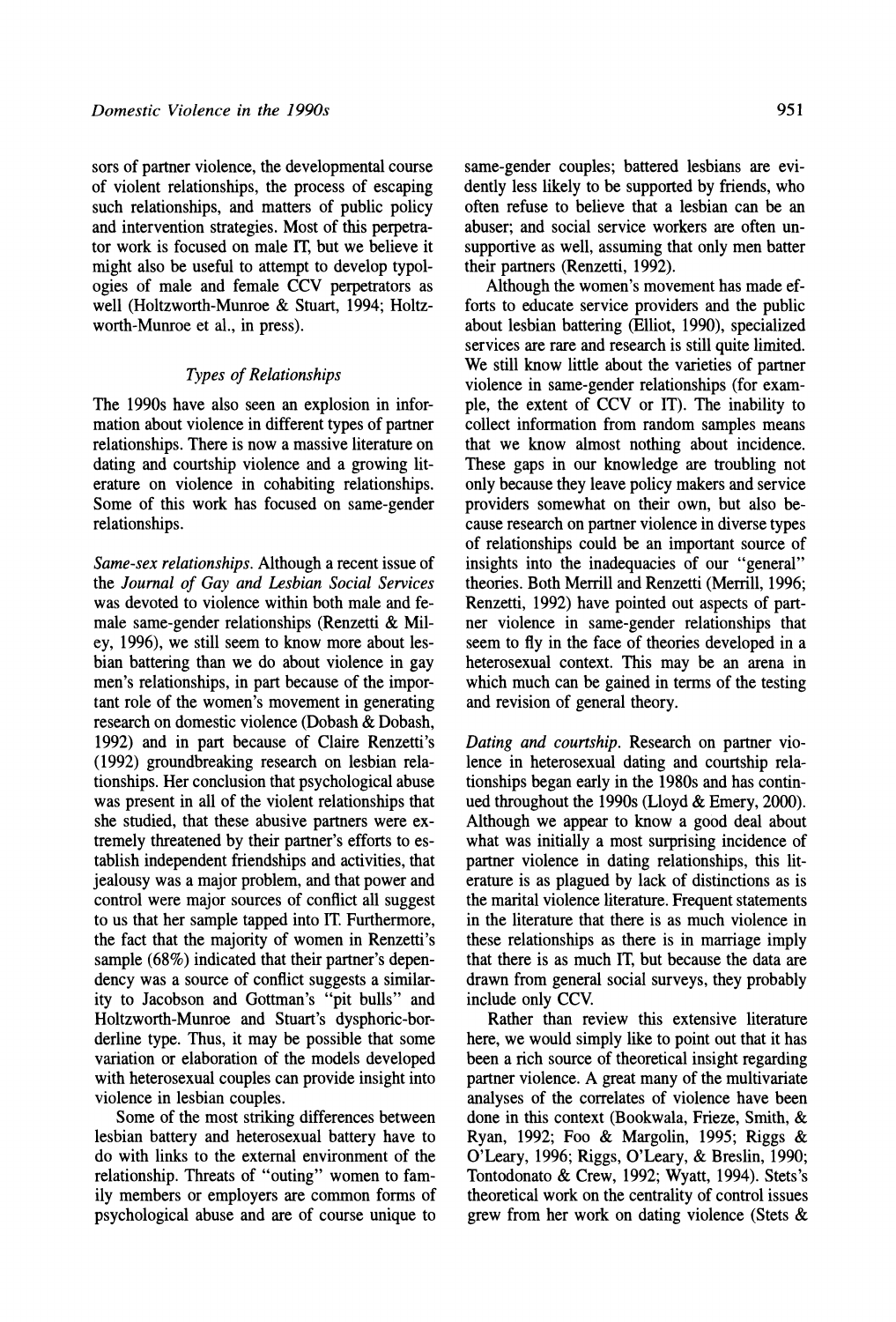sors of partner violence, the developmental course of violent relationships, the process of escaping such relationships, and matters of public policy and intervention strategies. Most of this perpetrator work is focused on male IT, but we believe it might also be useful to attempt to develop typologies of male and female CCV perpetrators as well (Holtzworth-Munroe & Stuart, 1994; Holtzworth-Munroe et al., in press).

### Types of Relationships

The 1990s have also seen an explosion in information about violence in different types of partner relationships. There is now a massive literature on dating and courtship violence and a growing literature on violence in cohabiting relationships. Some of this work has focused on same-gender relationships.

*Same-sex relationships.* Although a recent issue of the *Journal of Gay and Lesbian Social Services* was devoted to violence within both male and female same-gender relationships (Renzetti & Miley, 1996), we still seem to know more about lesbian battering than we do about violence in gay men's relationships, in part because of the important role of the women's movement in generating research on domestic violence (Dobash & Dobash, 1992) and in part because of Claire Renzetti's (1992) groundbreaking research on lesbian relationships. Her conclusion that psychological abuse was present in all of the violent relationships that she studied, that these abusive partners were extremely threatened by their partner's efforts to establish independent friendships and activities, that jealousy was a major problem, and that power and control were major sources of conflict all suggest to us that her sample tapped into IT. Furthermore, the fact that the majority of women in Renzetti's sample (68%) indicated that their partner's dependency was a source of conflict suggests a similarity to Jacobson and Gottman's "pit bulls" and Holtzworth-Munroe and Stuart's dysphoric-borderline type. Thus, it may be possible that some variation or elaboration of the models developed with heterosexual couples can provide insight into violence in lesbian couples.

Some of the most striking differences between lesbian battery and heterosexual battery have to do with links to the external environment of the relationship. Threats of "outing" women to family members or employers are common forms of psychological abuse and are of course unique to same-gender couples; battered lesbians are evidently less likely to be supported by friends, who often refuse to believe that a lesbian can be an abuser; and social service workers are often unsupportive as well, assuming that only men batter their partners (Renzetti, 1992).

Although the women's movement has made efforts to educate service providers and the public about lesbian battering (Elliot, 1990), specialized services are rare and research is still quite limited. We still know little about the varieties of partner violence in same-gender relationships (for example, the extent of CCV or IT). The inability to collect information from random samples means that we know almost nothing about incidence. These gaps in our knowledge are troubling not only because they leave policy makers and service providers somewhat on their own, but also because research on partner violence in diverse types of relationships could be an important source of insights into the inadequacies of our "general" theories. Both Merrill and Renzetti (Merrill, 1996; Renzetti, 1992) have pointed out aspects of partner violence in same-gender relationships that seem to fly in the face of theories developed in a heterosexual context. This may be an arena in which much can be gained in terms of the testing and revision of general theory.

*Dating and courtship.* Research on partner violence in heterosexual dating and courtship relationships began early in the 1980s and has continued throughout the 1990s (Lloyd & Emery, 2000). Although we appear to know a good deal about what was initially a most surprising incidence of partner violence in dating relationships, this literature is as plagued by lack of distinctions as is the marital violence literature. Frequent statements in the literature that there is as much violence in these relationships as there is in marriage imply that there is as much IT, but because the data are drawn from general social surveys, they probably include only CCV.

Rather than review this extensive literature here, we would simply like to point out that it has been a rich source of theoretical insight regarding partner violence. A great many of the multivariate analyses of the correlates of violence have been done in this context (Bookwala, Frieze, Smith, & Ryan, 1992; Foo & Margolin, 1995; Riggs & O'Leary, 1996; Riggs, O'Leary, & Breslin, 1990; Tontodonato & Crew, 1992; Wyatt, 1994). Stets's theoretical work on the centrality of control issues grew from her work on dating violence (Stets &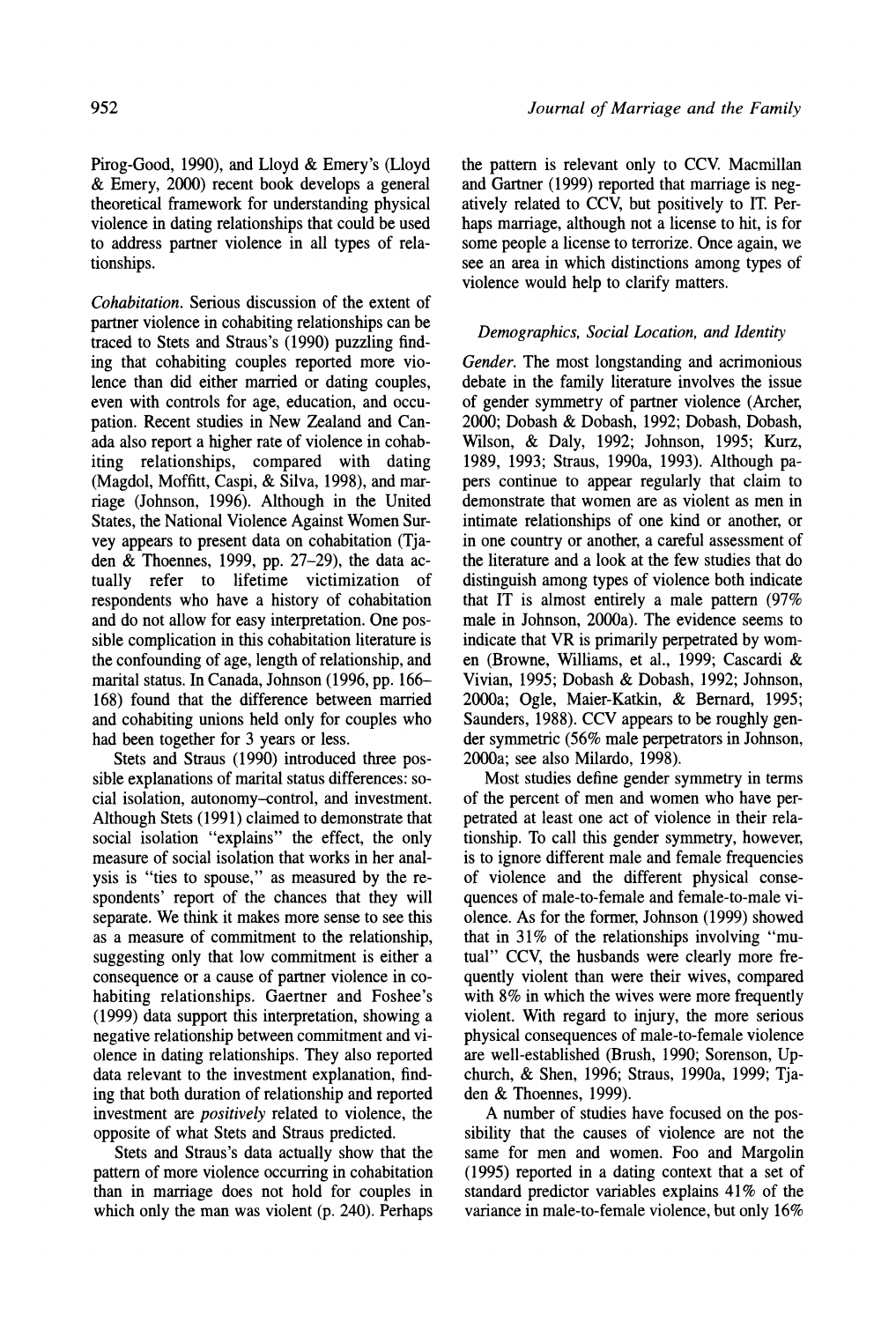Pirog-Good, 1990), and Lloyd & Emery's (Lloyd & Emery, 2000) recent book develops a general theoretical framework for understanding physical violence in dating relationships that could be used to address partner violence in all types of relationships.

*Cohabitation.* Serious discussion of the extent of partner violence in cohabiting relationships can be traced to Stets and Straus's (1990) puzzling finding that cohabiting couples reported more violence than did either married or dating couples, even with controls for age, education, and occupation. Recent studies in New Zealand and Canada also report a higher rate of violence in cohabiting relationships, compared with dating (Magdol, Moffitt, Caspi, & Silva, 1998), and marriage (Johnson, 1996). Although in the United States, the National Violence Against Women Survey appears to present data on cohabitation (Tjaden & Thoennes, 1999, pp. 27–29), the data actually refer to lifetime victimization of respondents who have a history of cohabitation and do not allow for easy interpretation. One possible complication in this cohabitation literature is the confounding of age, length of relationship, and marital status. In Canada, Johnson (1996, pp. 166–168) found that the difference between married and cohabiting unions held only for couples who had been together for 3 years or less.

Stets and Straus (1990) introduced three possible explanations of marital status differences: social isolation, autonomy–control, and investment. Although Stets (1991) claimed to demonstrate that social isolation "explains" the effect, the only measure of social isolation that works in her analysis is "ties to spouse," as measured by the respondents' report of the chances that they will separate. We think it makes more sense to see this as a measure of commitment to the relationship, suggesting only that low commitment is either a consequence or a cause of partner violence in cohabiting relationships. Gaertner and Foshee's (1999) data support this interpretation, showing a negative relationship between commitment and violence in dating relationships. They also reported data relevant to the investment explanation, finding that both duration of relationship and reported investment are *positively* related to violence, the opposite of what Stets and Straus predicted.

Stets and Straus's data actually show that the pattern of more violence occurring in cohabitation than in marriage does not hold for couples in which only the man was violent (p. 240). Perhaps the pattern is relevant only to CCV. Macmillan and Gartner (1999) reported that marriage is negatively related to CCV, but positively to IT. Perhaps marriage, although not a license to hit, is for some people a license to terrorize. Once again, we see an area in which distinctions among types of violence would help to clarify matters.

### *Demographics, Social Location, and Identity*

*Gender.* The most longstanding and acrimonious debate in the family literature involves the issue of gender symmetry of partner violence (Archer, 2000; Dobash & Dobash, 1992; Dobash, Dobash, Wilson, & Daly, 1992; Johnson, 1995; Kurz, 1989, 1993; Straus, 1990a, 1993). Although papers continue to appear regularly that claim to demonstrate that women are as violent as men in intimate relationships of one kind or another, or in one country or another, a careful assessment of the literature and a look at the few studies that do distinguish among types of violence both indicate that IT is almost entirely a male pattern (97% male in Johnson, 2000a). The evidence seems to indicate that VR is primarily perpetrated by women (Browne, Williams, et al., 1999; Cascardi & Vivian, 1995; Dobash & Dobash, 1992; Johnson, 2000a; Ogle, Maier-Katkin, & Bernard, 1995; Saunders, 1988). CCV appears to be roughly gender symmetric (56% male perpetrators in Johnson, 2000a; see also Milardo, 1998).

Most studies define gender symmetry in terms of the percent of men and women who have perpetrated at least one act of violence in their relationship. To call this gender symmetry, however, is to ignore different male and female frequencies of violence and the different physical consequences of male-to-female and female-to-male violence. As for the former, Johnson (1999) showed that in 31% of the relationships involving "mutual" CCV, the husbands were clearly more frequently violent than were their wives, compared with 8% in which the wives were more frequently violent. With regard to injury, the more serious physical consequences of male-to-female violence are well-established (Brush, 1990; Sorenson, Upchurch, & Shen, 1996; Straus, 1990a, 1999; Tjaden & Thoennes, 1999).

A number of studies have focused on the possibility that the causes of violence are not the same for men and women. Foo and Margolin (1995) reported in a dating context that a set of standard predictor variables explains 41% of the variance in male-to-female violence, but only 16%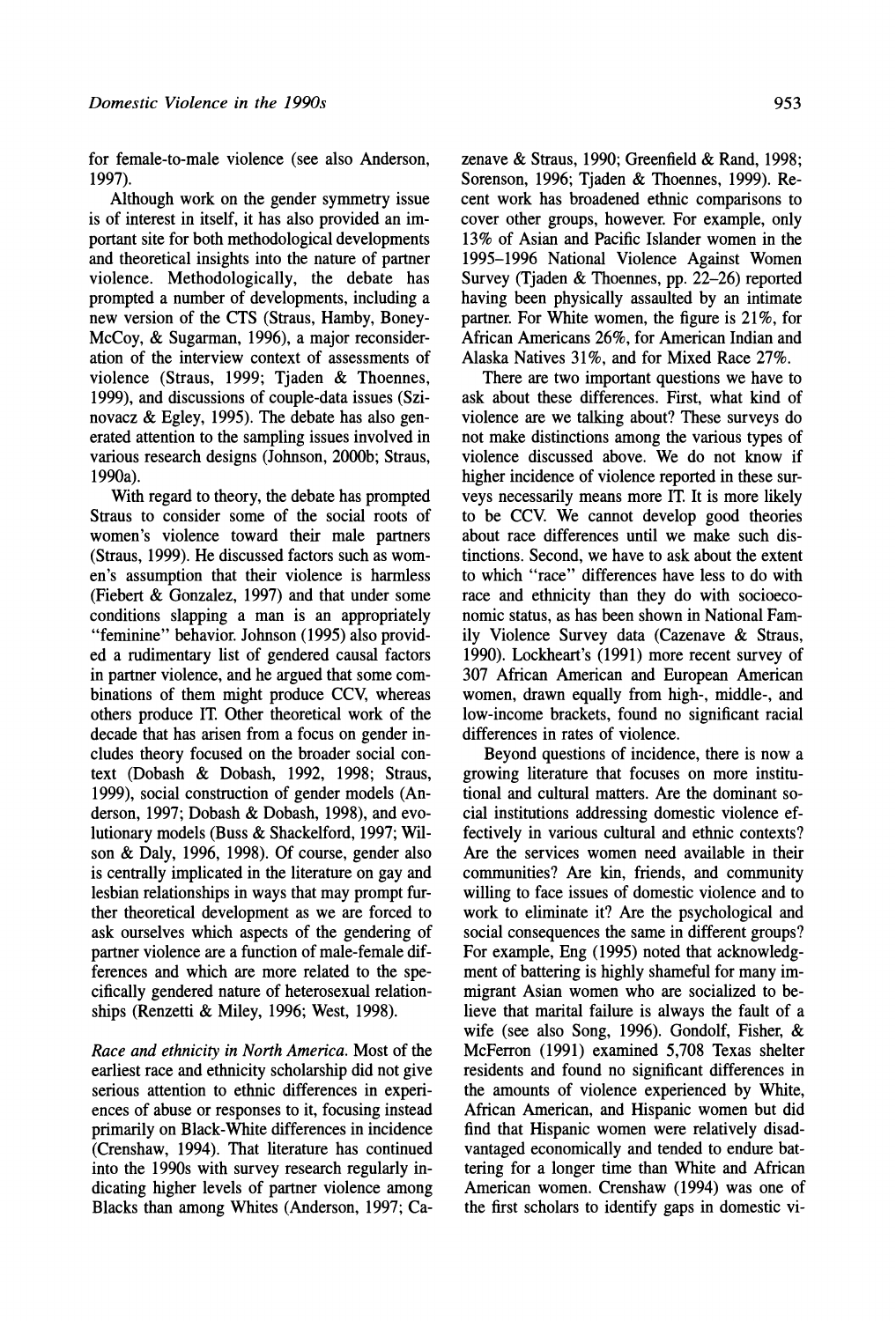for female-to-male violence (see also Anderson, 1997).

Although work on the gender symmetry issue is of interest in itself, it has also provided an important site for both methodological developments and theoretical insights into the nature of partner violence. Methodologically, the debate has prompted a number of developments, including a new version of the CTS (Straus, Hamby, Boney-McCoy, & Sugarman, 1996), a major reconsideration of the interview context of assessments of violence (Straus, 1999; Tjaden & Thoennes, 1999), and discussions of couple-data issues (Szinovacz & Egley, 1995). The debate has also generated attention to the sampling issues involved in various research designs (Johnson, 2000b; Straus, 1990a).

With regard to theory, the debate has prompted Straus to consider some of the social roots of women's violence toward their male partners (Straus, 1999). He discussed factors such as women's assumption that their violence is harmless (Fiebert & Gonzalez, 1997) and that under some conditions slapping a man is an appropriately "feminine" behavior. Johnson (1995) also provided a rudimentary list of gendered causal factors in partner violence, and he argued that some combinations of them might produce CCV, whereas others produce IT. Other theoretical work of the decade that has arisen from a focus on gender includes theory focused on the broader social context (Dobash & Dobash, 1992, 1998; Straus, 1999), social construction of gender models (Anderson, 1997; Dobash & Dobash, 1998), and evolutionary models (Buss & Shackelford, 1997; Wilson & Daly, 1996, 1998). Of course, gender also is centrally implicated in the literature on gay and lesbian relationships in ways that may prompt further theoretical development as we are forced to ask ourselves which aspects of the gendering of partner violence are a function of male-female differences and which are more related to the specifically gendered nature of heterosexual relationships (Renzetti & Miley, 1996; West, 1998).

*Race and ethnicity in North America.* Most of the earliest race and ethnicity scholarship did not give serious attention to ethnic differences in experiences of abuse or responses to it, focusing instead primarily on Black-White differences in incidence (Crenshaw, 1994). That literature has continued into the 1990s with survey research regularly indicating higher levels of partner violence among Blacks than among Whites (Anderson, 1997; Cazenave & Straus, 1990; Greenfield & Rand, 1998; Sorenson, 1996; Tjaden & Thoennes, 1999). Recent work has broadened ethnic comparisons to cover other groups, however. For example, only 13% of Asian and Pacific Islander women in the 1995–1996 National Violence Against Women Survey (Tjaden & Thoennes, pp. 22–26) reported having been physically assaulted by an intimate partner. For White women, the figure is 21%, for African Americans 26%, for American Indian and Alaska Natives 31%, and for Mixed Race 27%.

There are two important questions we have to ask about these differences. First, what kind of violence are we talking about? These surveys do not make distinctions among the various types of violence discussed above. We do not know if higher incidence of violence reported in these surveys necessarily means more IT. It is more likely to be CCV. We cannot develop good theories about race differences until we make such distinctions. Second, we have to ask about the extent to which "race" differences have less to do with race and ethnicity than they do with socioeconomic status, as has been shown in National Family Violence Survey data (Cazenave & Straus, 1990). Lockheart's (1991) more recent survey of 307 African American and European American women, drawn equally from high-, middle-, and low-income brackets, found no significant racial differences in rates of violence.

Beyond questions of incidence, there is now a growing literature that focuses on more institutional and cultural matters. Are the dominant social institutions addressing domestic violence effectively in various cultural and ethnic contexts? Are the services women need available in their communities? Are kin, friends, and community willing to face issues of domestic violence and to work to eliminate it? Are the psychological and social consequences the same in different groups? For example, Eng (1995) noted that acknowledgment of battering is highly shameful for many immigrant Asian women who are socialized to believe that marital failure is always the fault of a wife (see also Song, 1996). Gondolf, Fisher, & McFerron (1991) examined 5,708 Texas shelter residents and found no significant differences in the amounts of violence experienced by White, African American, and Hispanic women but did find that Hispanic women were relatively disadvantaged economically and tended to endure battering for a longer time than White and African American women. Crenshaw (1994) was one of the first scholars to identify gaps in domestic vi-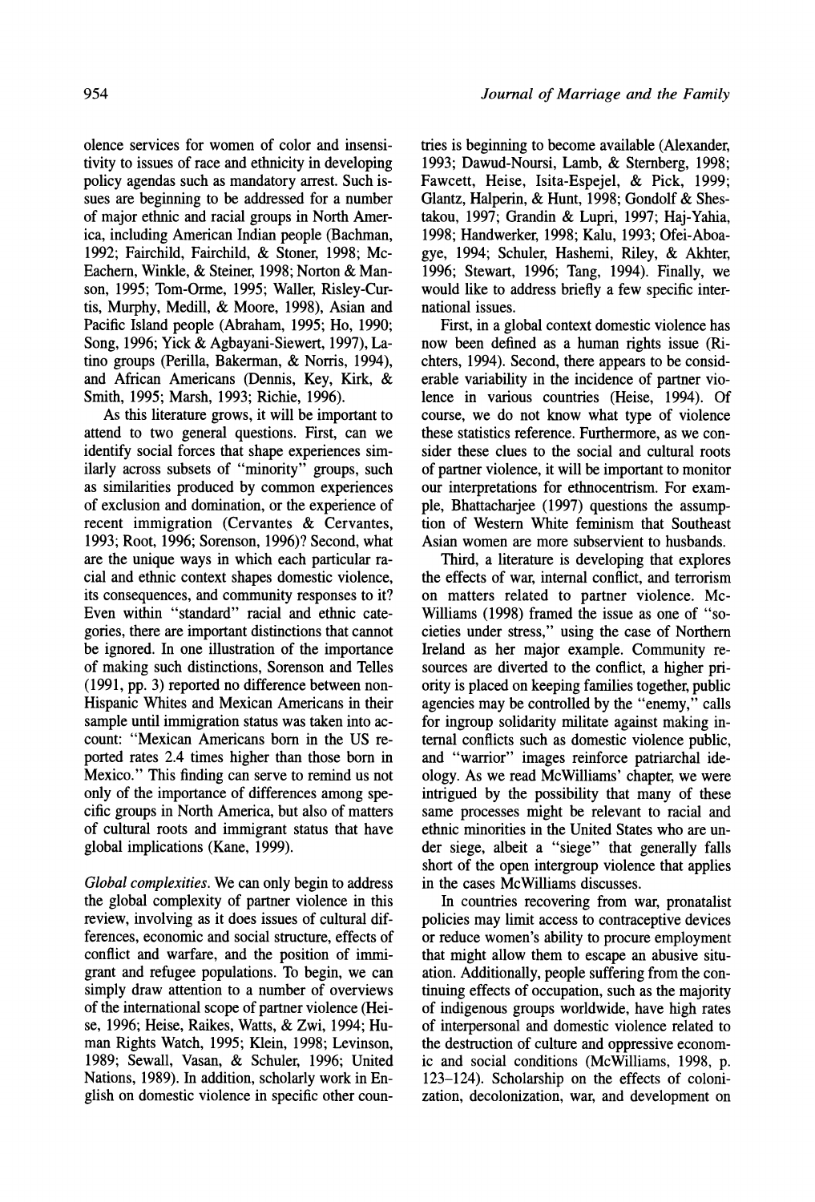olence services for women of color and insensitivity to issues of race and ethnicity in developing policy agendas such as mandatory arrest. Such issues are beginning to be addressed for a number of major ethnic and racial groups in North America, including American Indian people (Bachman, 1992; Fairchild, Fairchild, & Stoner, 1998; McEachern, Winkle, & Steiner, 1998; Norton & Manson, 1995; Tom-Orme, 1995; Waller, Risley-Curtis, Murphy, Medill, & Moore, 1998), Asian and Pacific Island people (Abraham, 1995; Ho, 1990; Song, 1996; Yick & Agbayani-Siewert, 1997), Latino groups (Perilla, Bakerman, & Norris, 1994), and African Americans (Dennis, Key, Kirk, & Smith, 1995; Marsh, 1993; Richie, 1996).

As this literature grows, it will be important to attend to two general questions. First, can we identify social forces that shape experiences similarly across subsets of "minority" groups, such as similarities produced by common experiences of exclusion and domination, or the experience of recent immigration (Cervantes & Cervantes, 1993; Root, 1996; Sorenson, 1996)? Second, what are the unique ways in which each particular racial and ethnic context shapes domestic violence, its consequences, and community responses to it? Even within "standard" racial and ethnic categories, there are important distinctions that cannot be ignored. In one illustration of the importance of making such distinctions, Sorenson and Telles (1991, pp. 3) reported no difference between non-Hispanic Whites and Mexican Americans in their sample until immigration status was taken into account: "Mexican Americans born in the US reported rates 2.4 times higher than those born in Mexico." This finding can serve to remind us not only of the importance of differences among specific groups in North America, but also of matters of cultural roots and immigrant status that have global implications (Kane, 1999).

*Global complexities.* We can only begin to address the global complexity of partner violence in this review, involving as it does issues of cultural differences, economic and social structure, effects of conflict and warfare, and the position of immigrant and refugee populations. To begin, we can simply draw attention to a number of overviews of the international scope of partner violence (Heise, 1996; Heise, Raikes, Watts, & Zwi, 1994; Human Rights Watch, 1995; Klein, 1998; Levinson, 1989; Sewall, Vasan, & Schuler, 1996; United Nations, 1989). In addition, scholarly work in English on domestic violence in specific other countries is beginning to become available (Alexander, 1993; Dawud-Noursi, Lamb, & Sternberg, 1998; Fawcett, Heise, Isita-Espejel, & Pick, 1999; Glantz, Halperin, & Hunt, 1998; Gondolf & Shestakou, 1997; Grandin & Lupri, 1997; Haj-Yahia, 1998; Handwerker, 1998; Kalu, 1993; Ofei-Aboagye, 1994; Schuler, Hashemi, Riley, & Akhter, 1996; Stewart, 1996; Tang, 1994). Finally, we would like to address briefly a few specific international issues.

First, in a global context domestic violence has now been defined as a human rights issue (Richters, 1994). Second, there appears to be considerable variability in the incidence of partner violence in various countries (Heise, 1994). Of course, we do not know what type of violence these statistics reference. Furthermore, as we consider these clues to the social and cultural roots of partner violence, it will be important to monitor our interpretations for ethnocentrism. For example, Bhattacharjee (1997) questions the assumption of Western White feminism that Southeast Asian women are more subservient to husbands.

Third, a literature is developing that explores the effects of war, internal conflict, and terrorism on matters related to partner violence. McWilliams (1998) framed the issue as one of "societies under stress," using the case of Northern Ireland as her major example. Community resources are diverted to the conflict, a higher priority is placed on keeping families together, public agencies may be controlled by the "enemy," calls for ingroup solidarity militate against making internal conflicts such as domestic violence public, and "warrior" images reinforce patriarchal ideology. As we read McWilliams' chapter, we were intrigued by the possibility that many of these same processes might be relevant to racial and ethnic minorities in the United States who are under siege, albeit a "siege" that generally falls short of the open intergroup violence that applies in the cases McWilliams discusses.

In countries recovering from war, pronatalist policies may limit access to contraceptive devices or reduce women's ability to procure employment that might allow them to escape an abusive situation. Additionally, people suffering from the continuing effects of occupation, such as the majority of indigenous groups worldwide, have high rates of interpersonal and domestic violence related to the destruction of culture and oppressive economic and social conditions (McWilliams, 1998, p. 123–124). Scholarship on the effects of colonization, decolonization, war, and development on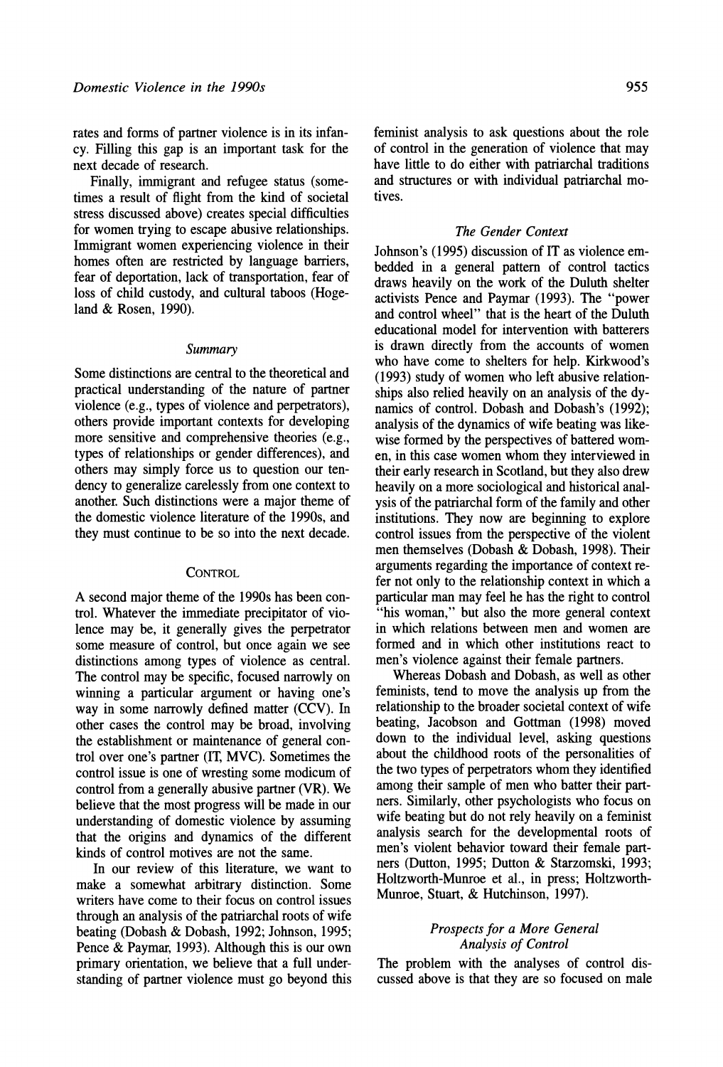rates and forms of partner violence is in its infancy. Filling this gap is an important task for the next decade of research.

Finally, immigrant and refugee status (sometimes a result of flight from the kind of societal stress discussed above) creates special difficulties for women trying to escape abusive relationships. Immigrant women experiencing violence in their homes often are restricted by language barriers, fear of deportation, lack of transportation, fear of loss of child custody, and cultural taboos (Hogeland & Rosen, 1990).

### *Summary*

Some distinctions are central to the theoretical and practical understanding of the nature of partner violence (e.g., types of violence and perpetrators), others provide important contexts for developing more sensitive and comprehensive theories (e.g., types of relationships or gender differences), and others may simply force us to question our tendency to generalize carelessly from one context to another. Such distinctions were a major theme of the domestic violence literature of the 1990s, and they must continue to be so into the next decade.

## CONTROL

A second major theme of the 1990s has been control. Whatever the immediate precipitator of violence may be, it generally gives the perpetrator some measure of control, but once again we see distinctions among types of violence as central. The control may be specific, focused narrowly on winning a particular argument or having one's way in some narrowly defined matter (CCV). In other cases the control may be broad, involving the establishment or maintenance of general control over one's partner (IT, MVC). Sometimes the control issue is one of wresting some modicum of control from a generally abusive partner (VR). We believe that the most progress will be made in our understanding of domestic violence by assuming that the origins and dynamics of the different kinds of control motives are not the same.

In our review of this literature, we want to make a somewhat arbitrary distinction. Some writers have come to their focus on control issues through an analysis of the patriarchal roots of wife beating (Dobash & Dobash, 1992; Johnson, 1995; Pence & Paymar, 1993). Although this is our own primary orientation, we believe that a full understanding of partner violence must go beyond this feminist analysis to ask questions about the role of control in the generation of violence that may have little to do either with patriarchal traditions and structures or with individual patriarchal motives.

### *The Gender Context*

Johnson's (1995) discussion of IT as violence embedded in a general pattern of control tactics draws heavily on the work of the Duluth shelter activists Pence and Paymar (1993). The "power and control wheel" that is the heart of the Duluth educational model for intervention with batterers is drawn directly from the accounts of women who have come to shelters for help. Kirkwood's (1993) study of women who left abusive relationships also relied heavily on an analysis of the dynamics of control. Dobash and Dobash's (1992); analysis of the dynamics of wife beating was likewise formed by the perspectives of battered women, in this case women whom they interviewed in their early research in Scotland, but they also drew heavily on a more sociological and historical analysis of the patriarchal form of the family and other institutions. They now are beginning to explore control issues from the perspective of the violent men themselves (Dobash & Dobash, 1998). Their arguments regarding the importance of context refer not only to the relationship context in which a particular man may feel he has the right to control "his woman," but also the more general context in which relations between men and women are formed and in which other institutions react to men's violence against their female partners.

Whereas Dobash and Dobash, as well as other feminists, tend to move the analysis up from the relationship to the broader societal context of wife beating, Jacobson and Gottman (1998) moved down to the individual level, asking questions about the childhood roots of the personalities of the two types of perpetrators whom they identified among their sample of men who batter their partners. Similarly, other psychologists who focus on wife beating but do not rely heavily on a feminist analysis search for the developmental roots of men's violent behavior toward their female partners (Dutton, 1995; Dutton & Starzomski, 1993; Holtzworth-Munroe et al., in press; Holtzworth-Munroe, Stuart, & Hutchinson, 1997).

### *Prospects for a More General Analysis of Control*

The problem with the analyses of control discussed above is that they are so focused on male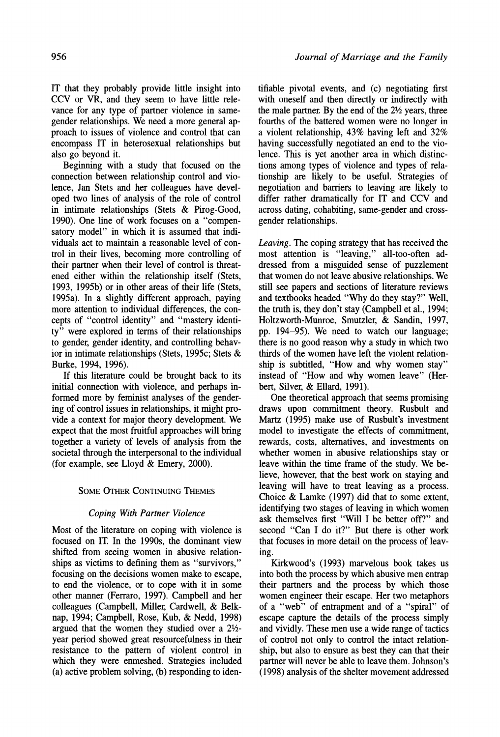IT that they probably provide little insight into CCV or VR, and they seem to have little relevance for any type of partner violence in same-gender relationships. We need a more general approach to issues of violence and control that can encompass IT in heterosexual relationships but also go beyond it.

Beginning with a study that focused on the connection between relationship control and violence, Jan Stets and her colleagues have developed two lines of analysis of the role of control in intimate relationships (Stets & Pirog-Good, 1990). One line of work focuses on a "compensatory model" in which it is assumed that individuals act to maintain a reasonable level of control in their lives, becoming more controlling of their partner when their level of control is threatened either within the relationship itself (Stets, 1993, 1995b) or in other areas of their life (Stets, 1995a). In a slightly different approach, paying more attention to individual differences, the concepts of "control identity" and "mastery identity" were explored in terms of their relationships to gender, gender identity, and controlling behavior in intimate relationships (Stets, 1995c; Stets & Burke, 1994, 1996).

If this literature could be brought back to its initial connection with violence, and perhaps informed more by feminist analyses of the gendering of control issues in relationships, it might provide a context for major theory development. We expect that the most fruitful approaches will bring together a variety of levels of analysis from the societal through the interpersonal to the individual (for example, see Lloyd & Emery, 2000).

## Some Other Continuing Themes

### *Coping With Partner Violence*

Most of the literature on coping with violence is focused on IT. In the 1990s, the dominant view shifted from seeing women in abusive relationships as victims to defining them as "survivors," focusing on the decisions women make to escape, to end the violence, or to cope with it in some other manner (Ferraro, 1997). Campbell and her colleagues (Campbell, Miller, Cardwell, & Belknap, 1994; Campbell, Rose, Kub, & Nedd, 1998) argued that the women they studied over a 2½-year period showed great resourcefulness in their resistance to the pattern of violent control in which they were enmeshed. Strategies included (a) active problem solving, (b) responding to identifiable pivotal events, and (c) negotiating first with oneself and then directly or indirectly with the male partner. By the end of the 2½ years, three fourths of the battered women were no longer in a violent relationship, 43% having left and 32% having successfully negotiated an end to the violence. This is yet another area in which distinctions among types of violence and types of relationship are likely to be useful. Strategies of negotiation and barriers to leaving are likely to differ rather dramatically for IT and CCV and across dating, cohabiting, same-gender and cross-gender relationships.

*Leaving*. The coping strategy that has received the most attention is "leaving," all-too-often addressed from a misguided sense of puzzlement that women do not leave abusive relationships. We still see papers and sections of literature reviews and textbooks headed "Why do they stay?" Well, the truth is, they don't stay (Campbell et al., 1994; Holtzworth-Munroe, Smutzler, & Sandin, 1997, pp. 194–95). We need to watch our language; there is no good reason why a study in which two thirds of the women have left the violent relationship is subtitled, "How and why women stay" instead of "How and why women leave" (Herbert, Silver, & Ellard, 1991).

One theoretical approach that seems promising draws upon commitment theory. Rusbult and Martz (1995) make use of Rusbult's investment model to investigate the effects of commitment, rewards, costs, alternatives, and investments on whether women in abusive relationships stay or leave within the time frame of the study. We believe, however, that the best work on staying and leaving will have to treat leaving as a process. Choice & Lamke (1997) did that to some extent, identifying two stages of leaving in which women ask themselves first "Will I be better off?" and second "Can I do it?" But there is other work that focuses in more detail on the process of leaving.

Kirkwood's (1993) marvelous book takes us into both the process by which abusive men entrap their partners and the process by which those women engineer their escape. Her two metaphors of a "web" of entrapment and of a "spiral" of escape capture the details of the process simply and vividly. These men use a wide range of tactics of control not only to control the intact relationship, but also to ensure as best they can that their partner will never be able to leave them. Johnson's (1998) analysis of the shelter movement addressed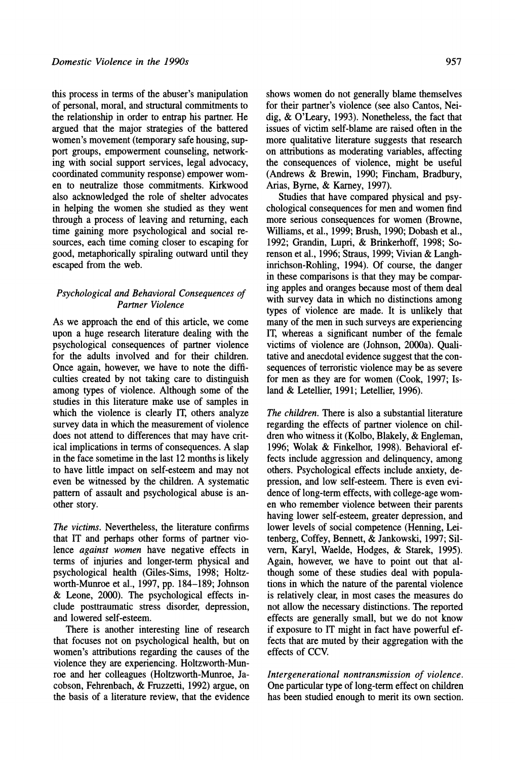this process in terms of the abuser's manipulation of personal, moral, and structural commitments to the relationship in order to entrap his partner. He argued that the major strategies of the battered women's movement (temporary safe housing, support groups, empowerment counseling, networking with social support services, legal advocacy, coordinated community response) empower women to neutralize those commitments. Kirkwood also acknowledged the role of shelter advocates in helping the women she studied as they went through a process of leaving and returning, each time gaining more psychological and social resources, each time coming closer to escaping for good, metaphorically spiraling outward until they escaped from the web.

### *Psychological and Behavioral Consequences of Partner Violence*

As we approach the end of this article, we come upon a huge research literature dealing with the psychological consequences of partner violence for the adults involved and for their children. Once again, however, we have to note the difficulties created by not taking care to distinguish among types of violence. Although some of the studies in this literature make use of samples in which the violence is clearly IT, others analyze survey data in which the measurement of violence does not attend to differences that may have critical implications in terms of consequences. A slap in the face sometime in the last 12 months is likely to have little impact on self-esteem and may not even be witnessed by the children. A systematic pattern of assault and psychological abuse is another story.

*The victims.* Nevertheless, the literature confirms that IT and perhaps other forms of partner violence *against women* have negative effects in terms of injuries and longer-term physical and psychological health (Giles-Sims, 1998; Holtzworth-Munroe et al., 1997, pp. 184–189; Johnson & Leone, 2000). The psychological effects include posttraumatic stress disorder, depression, and lowered self-esteem.

There is another interesting line of research that focuses not on psychological health, but on women's attributions regarding the causes of the violence they are experiencing. Holtzworth-Munroe and her colleagues (Holtzworth-Munroe, Jacobson, Fehrenbach, & Fruzzetti, 1992) argue, on the basis of a literature review, that the evidence shows women do not generally blame themselves for their partner's violence (see also Cantos, Neidig, & O'Leary, 1993). Nonetheless, the fact that issues of victim self-blame are raised often in the more qualitative literature suggests that research on attributions as moderating variables, affecting the consequences of violence, might be useful (Andrews & Brewin, 1990; Fincham, Bradbury, Arias, Byrne, & Karney, 1997).

Studies that have compared physical and psychological consequences for men and women find more serious consequences for women (Browne, Williams, et al., 1999; Brush, 1990; Dobash et al., 1992; Grandin, Lupri, & Brinkerhoff, 1998; Sorenson et al., 1996; Straus, 1999; Vivian & Langhinrichson-Rohling, 1994). Of course, the danger in these comparisons is that they may be comparing apples and oranges because most of them deal with survey data in which no distinctions among types of violence are made. It is unlikely that many of the men in such surveys are experiencing IT, whereas a significant number of the female victims of violence are (Johnson, 2000a). Qualitative and anecdotal evidence suggest that the consequences of terroristic violence may be as severe for men as they are for women (Cook, 1997; Island & Letellier, 1991; Letellier, 1996).

*The children.* There is also a substantial literature regarding the effects of partner violence on children who witness it (Kolbo, Blakely, & Engleman, 1996; Wolak & Finkelhor, 1998). Behavioral effects include aggression and delinquency, among others. Psychological effects include anxiety, depression, and low self-esteem. There is even evidence of long-term effects, with college-age women who remember violence between their parents having lower self-esteem, greater depression, and lower levels of social competence (Henning, Leitenberg, Coffey, Bennett, & Jankowski, 1997; Silvern, Karyl, Waelde, Hodges, & Starek, 1995). Again, however, we have to point out that although some of these studies deal with populations in which the nature of the parental violence is relatively clear, in most cases the measures do not allow the necessary distinctions. The reported effects are generally small, but we do not know if exposure to IT might in fact have powerful effects that are muted by their aggregation with the effects of CCV.

*Intergenerational nontransmission of violence.* One particular type of long-term effect on children has been studied enough to merit its own section.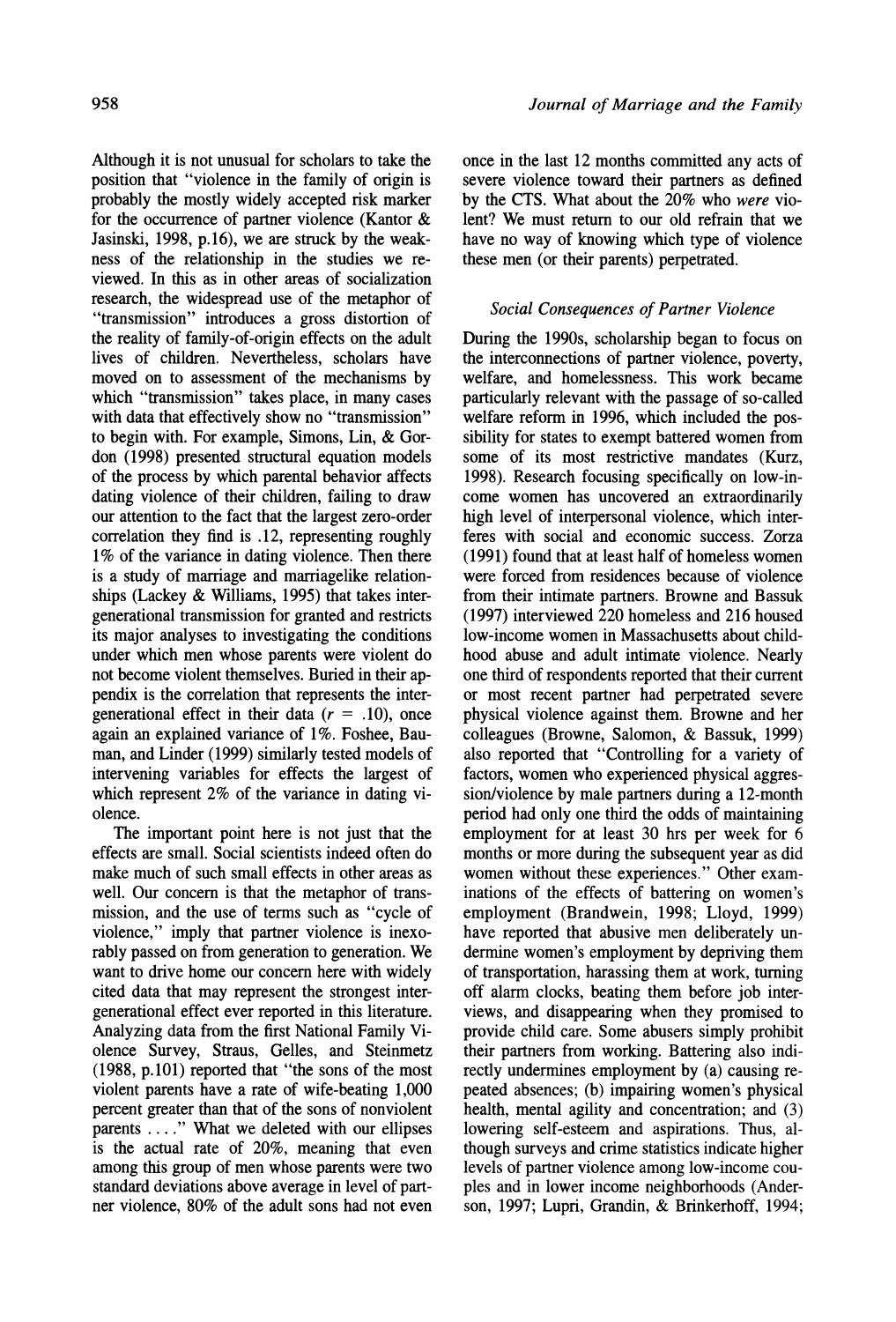Although it is not unusual for scholars to take the position that "violence in the family of origin is probably the mostly widely accepted risk marker for the occurrence of partner violence (Kantor & Jasinski, 1998, p.16), we are struck by the weakness of the relationship in the studies we reviewed. In this as in other areas of socialization research, the widespread use of the metaphor of "transmission" introduces a gross distortion of the reality of family-of-origin effects on the adult lives of children. Nevertheless, scholars have moved on to assessment of the mechanisms by which "transmission" takes place, in many cases with data that effectively show no "transmission" to begin with. For example, Simons, Lin, & Gordon (1998) presented structural equation models of the process by which parental behavior affects dating violence of their children, failing to draw our attention to the fact that the largest zero-order correlation they find is .12, representing roughly 1% of the variance in dating violence. Then there is a study of marriage and marriagelike relationships (Lackey & Williams, 1995) that takes intergenerational transmission for granted and restricts its major analyses to investigating the conditions under which men whose parents were violent do not become violent themselves. Buried in their appendix is the correlation that represents the intergenerational effect in their data ($r$ = .10), once again an explained variance of 1%. Foshee, Bauman, and Linder (1999) similarly tested models of intervening variables for effects the largest of which represent 2% of the variance in dating violence.

The important point here is not just that the effects are small. Social scientists indeed often do make much of such small effects in other areas as well. Our concern is that the metaphor of transmission, and the use of terms such as "cycle of violence," imply that partner violence is inexorably passed on from generation to generation. We want to drive home our concern here with widely cited data that may represent the strongest intergenerational effect ever reported in this literature. Analyzing data from the first National Family Violence Survey, Straus, Gelles, and Steinmetz (1988, p.101) reported that "the sons of the most violent parents have a rate of wife-beating 1,000 percent greater than that of the sons of nonviolent parents . . . ." What we deleted with our ellipses is the actual rate of 20%, meaning that even among this group of men whose parents were two standard deviations above average in level of partner violence, 80% of the adult sons had not even once in the last 12 months committed any acts of severe violence toward their partners as defined by the CTS. What about the 20% who *were* violent? We must return to our old refrain that we have no way of knowing which type of violence these men (or their parents) perpetrated.

### *Social Consequences of Partner Violence*

During the 1990s, scholarship began to focus on the interconnections of partner violence, poverty, welfare, and homelessness. This work became particularly relevant with the passage of so-called welfare reform in 1996, which included the possibility for states to exempt battered women from some of its most restrictive mandates (Kurz, 1998). Research focusing specifically on low-income women has uncovered an extraordinarily high level of interpersonal violence, which interferes with social and economic success. Zorza (1991) found that at least half of homeless women were forced from residences because of violence from their intimate partners. Browne and Bassuk (1997) interviewed 220 homeless and 216 housed low-income women in Massachusetts about childhood abuse and adult intimate violence. Nearly one third of respondents reported that their current or most recent partner had perpetrated severe physical violence against them. Browne and her colleagues (Browne, Salomon, & Bassuk, 1999) also reported that "Controlling for a variety of factors, women who experienced physical aggression/violence by male partners during a 12-month period had only one third the odds of maintaining employment for at least 30 hrs per week for 6 months or more during the subsequent year as did women without these experiences." Other examinations of the effects of battering on women's employment (Brandwein, 1998; Lloyd, 1999) have reported that abusive men deliberately undermine women's employment by depriving them of transportation, harassing them at work, turning off alarm clocks, beating them before job interviews, and disappearing when they promised to provide child care. Some abusers simply prohibit their partners from working. Battering also indirectly undermines employment by (a) causing repeated absences; (b) impairing women's physical health, mental agility and concentration; and (3) lowering self-esteem and aspirations. Thus, although surveys and crime statistics indicate higher levels of partner violence among low-income couples and in lower income neighborhoods (Anderson, 1997; Lupri, Grandin, & Brinkerhoff, 1994;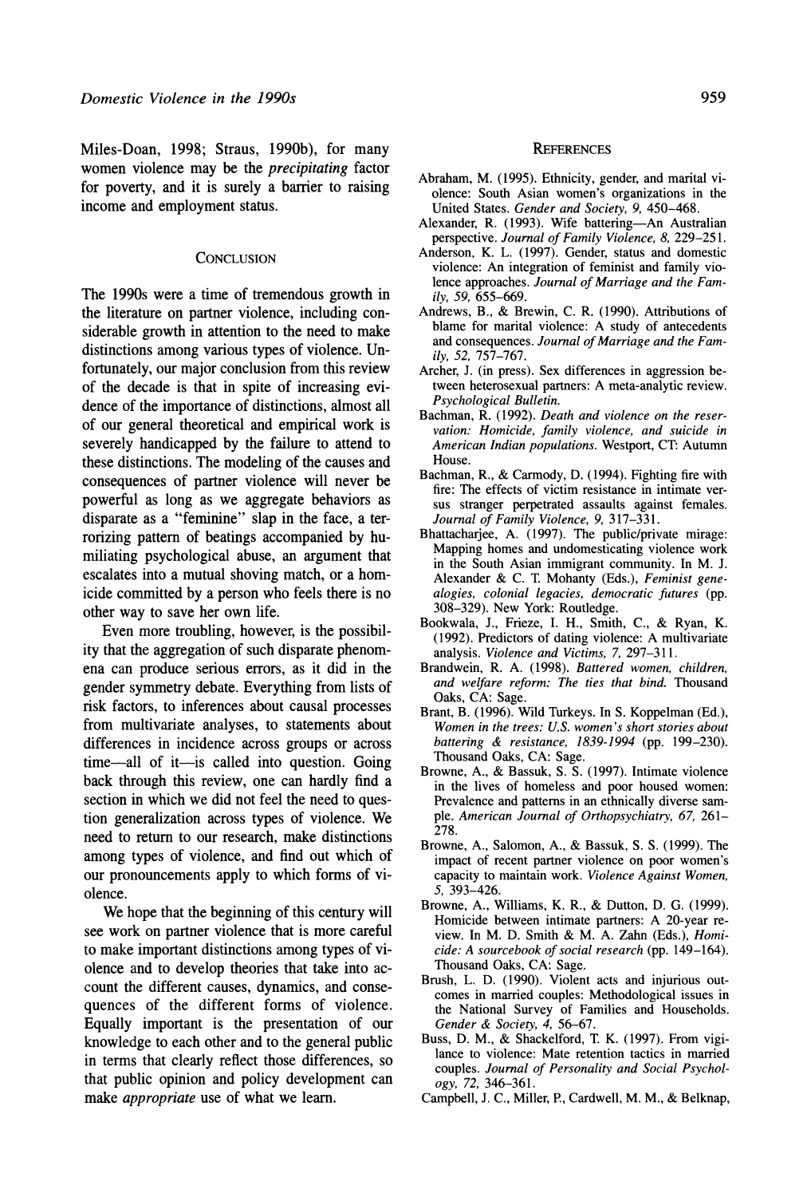Miles-Doan, 1998; Straus, 1990b), for many women violence may be the *precipitating* factor for poverty, and it is surely a barrier to raising income and employment status.

## Conclusion

The 1990s were a time of tremendous growth in the literature on partner violence, including considerable growth in attention to the need to make distinctions among various types of violence. Unfortunately, our major conclusion from this review of the decade is that in spite of increasing evidence of the importance of distinctions, almost all of our general theoretical and empirical work is severely handicapped by the failure to attend to these distinctions. The modeling of the causes and consequences of partner violence will never be powerful as long as we aggregate behaviors as disparate as a "feminine" slap in the face, a terrorizing pattern of beatings accompanied by humiliating psychological abuse, an argument that escalates into a mutual shoving match, or a homicide committed by a person who feels there is no other way to save her own life.

Even more troubling, however, is the possibility that the aggregation of such disparate phenomena can produce serious errors, as it did in the gender symmetry debate. Everything from lists of risk factors, to inferences about causal processes from multivariate analyses, to statements about differences in incidence across groups or across time—all of it—is called into question. Going back through this review, one can hardly find a section in which we did not feel the need to question generalization across types of violence. We need to return to our research, make distinctions among types of violence, and find out which of our pronouncements apply to which forms of violence.

We hope that the beginning of this century will see work on partner violence that is more careful to make important distinctions among types of violence and to develop theories that take into account the different causes, dynamics, and consequences of the different forms of violence. Equally important is the presentation of our knowledge to each other and to the general public in terms that clearly reflect those differences, so that public opinion and policy development can make *appropriate* use of what we learn.

## References

Abraham, M. (1995). Ethnicity, gender, and marital violence: South Asian women's organizations in the United States. *Gender and Society, 9*, 450–468.

Alexander, R. (1993). Wife battering—An Australian perspective. *Journal of Family Violence, 8*, 229–251.

Anderson, K. L. (1997). Gender, status and domestic violence: An integration of feminist and family violence approaches. *Journal of Marriage and the Family, 59*, 655–669.

Andrews, B., & Brewin, C. R. (1990). Attributions of blame for marital violence: A study of antecedents and consequences. *Journal of Marriage and the Family, 52*, 757–767.

Archer, J. (in press). Sex differences in aggression between heterosexual partners: A meta-analytic review. *Psychological Bulletin.*

Bachman, R. (1992). *Death and violence on the reservation: Homicide, family violence, and suicide in American Indian populations.* Westport, CT: Autumn House.

Bachman, R., & Carmody, D. (1994). Fighting fire with fire: The effects of victim resistance in intimate versus stranger perpetrated assaults against females. *Journal of Family Violence, 9*, 317–331.

Bhattacharjee, A. (1997). The public/private mirage: Mapping homes and undomesticating violence work in the South Asian immigrant community. In M. J. Alexander & C. T. Mohanty (Eds.), *Feminist genealogies, colonial legacies, democratic futures* (pp. 308–329). New York: Routledge.

Bookwala, J., Frieze, I. H., Smith, C., & Ryan, K. (1992). Predictors of dating violence: A multivariate analysis. *Violence and Victims, 7*, 297–311.

Brandwein, R. A. (1998). *Battered women, children, and welfare reform: The ties that bind.* Thousand Oaks, CA: Sage.

Brant, B. (1996). Wild Turkeys. In S. Koppelman (Ed.), *Women in the trees: U.S. women's short stories about battering & resistance, 1839-1994* (pp. 199–230). Thousand Oaks, CA: Sage.

Browne, A., & Bassuk, S. S. (1997). Intimate violence in the lives of homeless and poor housed women: Prevalence and patterns in an ethnically diverse sample. *American Journal of Orthopsychiatry, 67*, 261–278.

Browne, A., Salomon, A., & Bassuk, S. S. (1999). The impact of recent partner violence on poor women's capacity to maintain work. *Violence Against Women, 5*, 393–426.

Browne, A., Williams, K. R., & Dutton, D. G. (1999). Homicide between intimate partners: A 20-year review. In M. D. Smith & M. A. Zahn (Eds.), *Homicide: A sourcebook of social research* (pp. 149–164). Thousand Oaks, CA: Sage.

Brush, L. D. (1990). Violent acts and injurious outcomes in married couples: Methodological issues in the National Survey of Families and Households. *Gender & Society, 4*, 56–67.

Buss, D. M., & Shackelford, T. K. (1997). From vigilance to violence: Mate retention tactics in married couples. *Journal of Personality and Social Psychology, 72*, 346–361.

Campbell, J. C., Miller, P., Cardwell, M. M., & Belknap,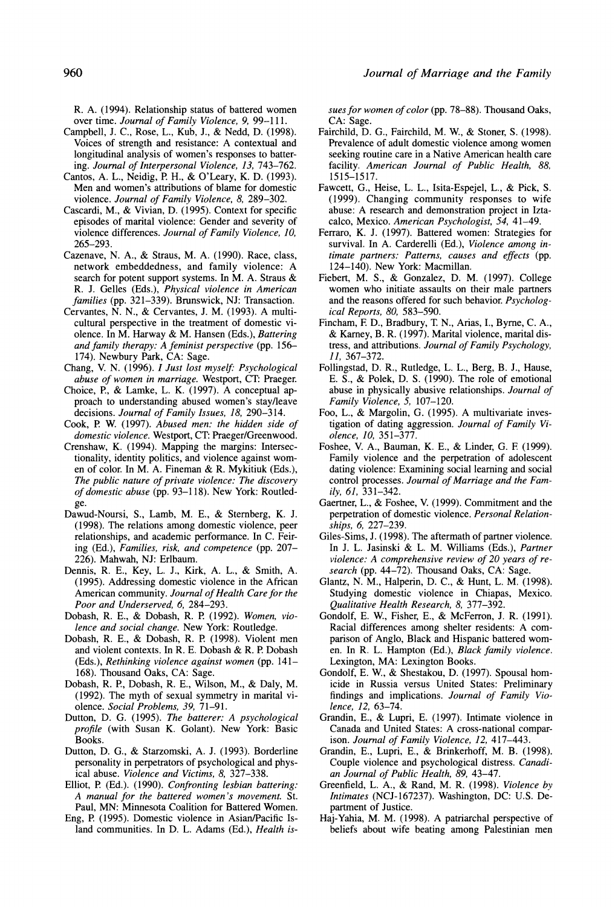R. A. (1994). Relationship status of battered women over time. *Journal of Family Violence, 9,* 99–111.

Campbell, J. C., Rose, L., Kub, J., & Nedd, D. (1998). Voices of strength and resistance: A contextual and longitudinal analysis of women's responses to battering. *Journal of Interpersonal Violence, 13,* 743–762.

Cantos, A. L., Neidig, P. H., & O'Leary, K. D. (1993). Men and women's attributions of blame for domestic violence. *Journal of Family Violence, 8,* 289–302.

Cascardi, M., & Vivian, D. (1995). Context for specific episodes of marital violence: Gender and severity of violence differences. *Journal of Family Violence, 10,* 265–293.

Cazenave, N. A., & Straus, M. A. (1990). Race, class, network embeddedness, and family violence: A search for potent support systems. In M. A. Straus & R. J. Gelles (Eds.), *Physical violence in American families* (pp. 321–339). Brunswick, NJ: Transaction.

Cervantes, N. N., & Cervantes, J. M. (1993). A multicultural perspective in the treatment of domestic violence. In M. Harway & M. Hansen (Eds.), *Battering and family therapy: A feminist perspective* (pp. 156–174). Newbury Park, CA: Sage.

Chang, V. N. (1996). *I Just lost myself: Psychological abuse of women in marriage.* Westport, CT: Praeger.

Choice, P., & Lamke, L. K. (1997). A conceptual approach to understanding abused women's stay/leave decisions. *Journal of Family Issues, 18,* 290–314.

Cook, P. W. (1997). *Abused men: the hidden side of domestic violence.* Westport, CT: Praeger/Greenwood.

Crenshaw, K. (1994). Mapping the margins: Intersectionality, identity politics, and violence against women of color. In M. A. Fineman & R. Mykitiuk (Eds.), *The public nature of private violence: The discovery of domestic abuse* (pp. 93–118). New York: Routledge.

Dawud-Noursi, S., Lamb, M. E., & Sternberg, K. J. (1998). The relations among domestic violence, peer relationships, and academic performance. In C. Feiring (Ed.), *Families, risk, and competence* (pp. 207–226). Mahwah, NJ: Erlbaum.

Dennis, R. E., Key, L. J., Kirk, A. L., & Smith, A. (1995). Addressing domestic violence in the African American community. *Journal of Health Care for the Poor and Underserved, 6,* 284–293.

Dobash, R. E., & Dobash, R. P. (1992). *Women, violence and social change.* New York: Routledge.

Dobash, R. E., & Dobash, R. P. (1998). Violent men and violent contexts. In R. E. Dobash & R. P. Dobash (Eds.), *Rethinking violence against women* (pp. 141–168). Thousand Oaks, CA: Sage.

Dobash, R. P., Dobash, R. E., Wilson, M., & Daly, M. (1992). The myth of sexual symmetry in marital violence. *Social Problems, 39,* 71–91.

Dutton, D. G. (1995). *The batterer: A psychological profile* (with Susan K. Golant). New York: Basic Books.

Dutton, D. G., & Starzomski, A. J. (1993). Borderline personality in perpetrators of psychological and physical abuse. *Violence and Victims, 8,* 327–338.

Elliot, P. (Ed.). (1990). *Confronting lesbian battering: A manual for the battered women's movement.* St. Paul, MN: Minnesota Coalition for Battered Women.

Eng, P. (1995). Domestic violence in Asian/Pacific Island communities. In D. L. Adams (Ed.), *Health issues for women of color* (pp. 78–88). Thousand Oaks, CA: Sage.

Fairchild, D. G., Fairchild, M. W., & Stoner, S. (1998). Prevalence of adult domestic violence among women seeking routine care in a Native American health care facility. *American Journal of Public Health, 88,* 1515–1517.

Fawcett, G., Heise, L. L., Isita-Espejel, L., & Pick, S. (1999). Changing community responses to wife abuse: A research and demonstration project in Iztacalco, Mexico. *American Psychologist, 54,* 41–49.

Ferraro, K. J. (1997). Battered women: Strategies for survival. In A. Carderelli (Ed.), *Violence among intimate partners: Patterns, causes and effects* (pp. 124–140). New York: Macmillan.

Fiebert, M. S., & Gonzalez, D. M. (1997). College women who initiate assaults on their male partners and the reasons offered for such behavior. *Psychological Reports, 80,* 583–590.

Fincham, F. D., Bradbury, T. N., Arias, I., Byrne, C. A., & Karney, B. R. (1997). Marital violence, marital distress, and attributions. *Journal of Family Psychology, 11,* 367–372.

Follingstad, D. R., Rutledge, L. L., Berg, B. J., Hause, E. S., & Polek, D. S. (1990). The role of emotional abuse in physically abusive relationships. *Journal of Family Violence, 5,* 107–120.

Foo, L., & Margolin, G. (1995). A multivariate investigation of dating aggression. *Journal of Family Violence, 10,* 351–377.

Foshee, V. A., Bauman, K. E., & Linder, G. F. (1999). Family violence and the perpetration of adolescent dating violence: Examining social learning and social control processes. *Journal of Marriage and the Family, 61,* 331–342.

Gaertner, L., & Foshee, V. (1999). Commitment and the perpetration of domestic violence. *Personal Relationships, 6,* 227–239.

Giles-Sims, J. (1998). The aftermath of partner violence. In J. L. Jasinski & L. M. Williams (Eds.), *Partner violence: A comprehensive review of 20 years of research* (pp. 44–72). Thousand Oaks, CA: Sage.

Glantz, N. M., Halperin, D. C., & Hunt, L. M. (1998). Studying domestic violence in Chiapas, Mexico. *Qualitative Health Research, 8,* 377–392.

Gondolf, E. W., Fisher, E., & McFerron, J. R. (1991). Racial differences among shelter residents: A comparison of Anglo, Black and Hispanic battered women. In R. L. Hampton (Ed.), *Black family violence.* Lexington, MA: Lexington Books.

Gondolf, E. W., & Shestakou, D. (1997). Spousal homicide in Russia versus United States: Preliminary findings and implications. *Journal of Family Violence, 12,* 63–74.

Grandin, E., & Lupri, E. (1997). Intimate violence in Canada and United States: A cross-national comparison. *Journal of Family Violence, 12,* 417–443.

Grandin, E., Lupri, E., & Brinkerhoff, M. B. (1998). Couple violence and psychological distress. *Canadian Journal of Public Health, 89,* 43–47.

Greenfield, L. A., & Rand, M. R. (1998). *Violence by Intimates* (NCJ-167237). Washington, DC: U.S. Department of Justice.

Haj-Yahia, M. M. (1998). A patriarchal perspective of beliefs about wife beating among Palestinian men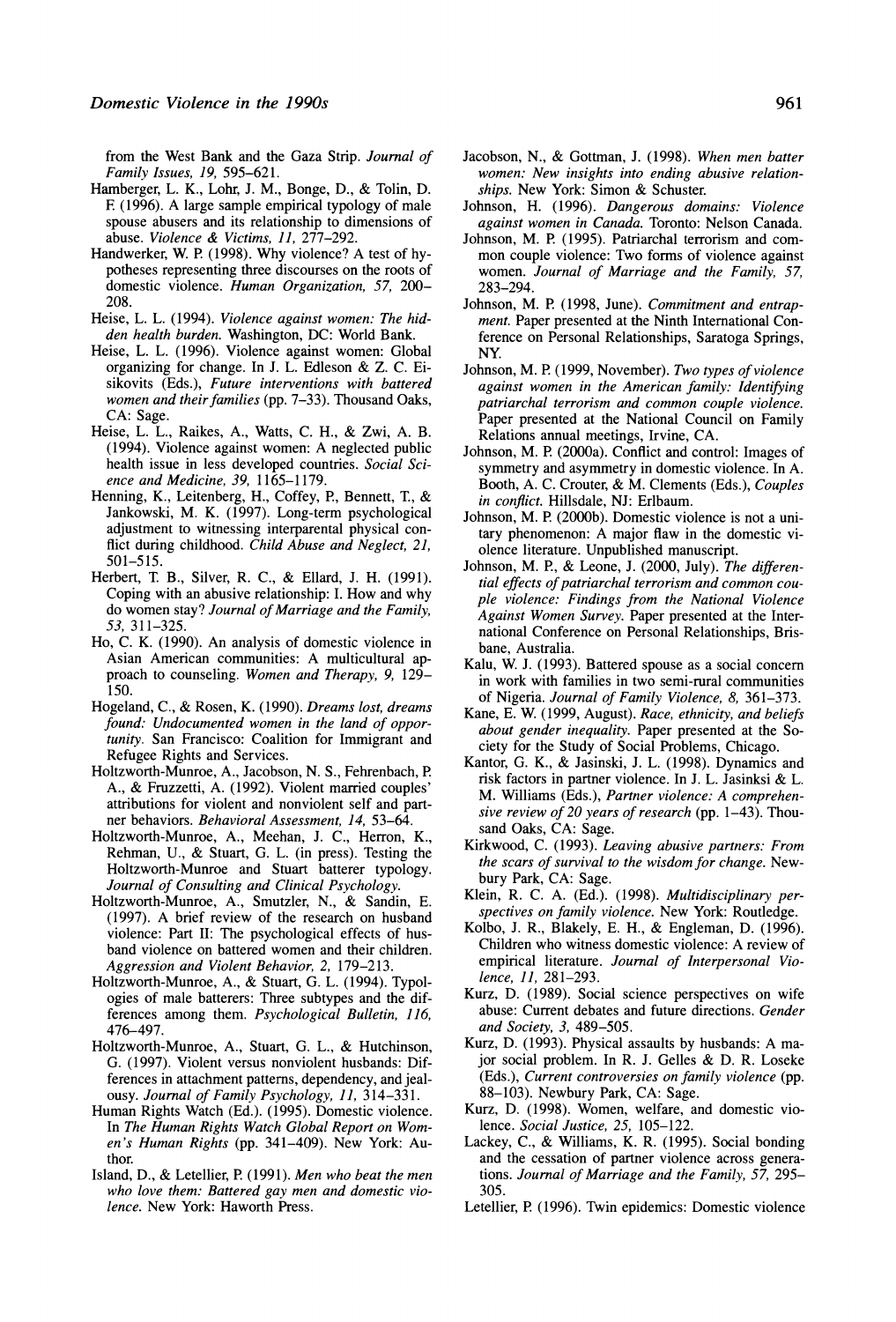from the West Bank and the Gaza Strip. *Journal of Family Issues, 19,* 595–621.

Hamberger, L. K., Lohr, J. M., Bonge, D., & Tolin, D. F. (1996). A large sample empirical typology of male spouse abusers and its relationship to dimensions of abuse. *Violence & Victims, 11,* 277–292.

Handwerker, W. P. (1998). Why violence? A test of hypotheses representing three discourses on the roots of domestic violence. *Human Organization, 57,* 200–208.

Heise, L. L. (1994). *Violence against women: The hidden health burden.* Washington, DC: World Bank.

Heise, L. L. (1996). Violence against women: Global organizing for change. In J. L. Edleson & Z. C. Eisikovits (Eds.), *Future interventions with battered women and their families* (pp. 7–33). Thousand Oaks, CA: Sage.

Heise, L. L., Raikes, A., Watts, C. H., & Zwi, A. B. (1994). Violence against women: A neglected public health issue in less developed countries. *Social Science and Medicine, 39,* 1165–1179.

Henning, K., Leitenberg, H., Coffey, P., Bennett, T., & Jankowski, M. K. (1997). Long-term psychological adjustment to witnessing interparental physical conflict during childhood. *Child Abuse and Neglect, 21,* 501–515.

Herbert, T. B., Silver, R. C., & Ellard, J. H. (1991). Coping with an abusive relationship: I. How and why do women stay? *Journal of Marriage and the Family, 53,* 311–325.

Ho, C. K. (1990). An analysis of domestic violence in Asian American communities: A multicultural approach to counseling. *Women and Therapy, 9,* 129–150.

Hogeland, C., & Rosen, K. (1990). *Dreams lost, dreams found: Undocumented women in the land of opportunity.* San Francisco: Coalition for Immigrant and Refugee Rights and Services.

Holtzworth-Munroe, A., Jacobson, N. S., Fehrenbach, P. A., & Fruzzetti, A. (1992). Violent married couples' attributions for violent and nonviolent self and partner behaviors. *Behavioral Assessment, 14,* 53–64.

Holtzworth-Munroe, A., Meehan, J. C., Herron, K., Rehman, U., & Stuart, G. L. (in press). Testing the Holtzworth-Munroe and Stuart batterer typology. *Journal of Consulting and Clinical Psychology.*

Holtzworth-Munroe, A., Smutzler, N., & Sandin, E. (1997). A brief review of the research on husband violence: Part II: The psychological effects of husband violence on battered women and their children. *Aggression and Violent Behavior, 2,* 179–213.

Holtzworth-Munroe, A., & Stuart, G. L. (1994). Typologies of male batterers: Three subtypes and the differences among them. *Psychological Bulletin, 116,* 476–497.

Holtzworth-Munroe, A., Stuart, G. L., & Hutchinson, G. (1997). Violent versus nonviolent husbands: Differences in attachment patterns, dependency, and jealousy. *Journal of Family Psychology, 11,* 314–331.

Human Rights Watch (Ed.). (1995). Domestic violence. In *The Human Rights Watch Global Report on Women's Human Rights* (pp. 341–409). New York: Author.

Island, D., & Letellier, P. (1991). *Men who beat the men who love them: Battered gay men and domestic violence.* New York: Haworth Press.

Jacobson, N., & Gottman, J. (1998). *When men batter women: New insights into ending abusive relationships.* New York: Simon & Schuster.

Johnson, H. (1996). *Dangerous domains: Violence against women in Canada.* Toronto: Nelson Canada.

Johnson, M. P. (1995). Patriarchal terrorism and common couple violence: Two forms of violence against women. *Journal of Marriage and the Family, 57,* 283–294.

Johnson, M. P. (1998, June). *Commitment and entrapment.* Paper presented at the Ninth International Conference on Personal Relationships, Saratoga Springs, NY.

Johnson, M. P. (1999, November). *Two types of violence against women in the American family: Identifying patriarchal terrorism and common couple violence.* Paper presented at the National Council on Family Relations annual meetings, Irvine, CA.

Johnson, M. P. (2000a). Conflict and control: Images of symmetry and asymmetry in domestic violence. In A. Booth, A. C. Crouter, & M. Clements (Eds.), *Couples in conflict.* Hillsdale, NJ: Erlbaum.

Johnson, M. P. (2000b). Domestic violence is not a unitary phenomenon: A major flaw in the domestic violence literature. Unpublished manuscript.

Johnson, M. P., & Leone, J. (2000, July). *The differential effects of patriarchal terrorism and common couple violence: Findings from the National Violence Against Women Survey.* Paper presented at the International Conference on Personal Relationships, Brisbane, Australia.

Kalu, W. J. (1993). Battered spouse as a social concern in work with families in two semi-rural communities of Nigeria. *Journal of Family Violence, 8,* 361–373.

Kane, E. W. (1999, August). *Race, ethnicity, and beliefs about gender inequality.* Paper presented at the Society for the Study of Social Problems, Chicago.

Kantor, G. K., & Jasinski, J. L. (1998). Dynamics and risk factors in partner violence. In J. L. Jasinksi & L. M. Williams (Eds.), *Partner violence: A comprehensive review of 20 years of research* (pp. 1–43). Thousand Oaks, CA: Sage.

Kirkwood, C. (1993). *Leaving abusive partners: From the scars of survival to the wisdom for change.* Newbury Park, CA: Sage.

Klein, R. C. A. (Ed.). (1998). *Multidisciplinary perspectives on family violence.* New York: Routledge.

Kolbo, J. R., Blakely, E. H., & Engleman, D. (1996). Children who witness domestic violence: A review of empirical literature. *Journal of Interpersonal Violence, 11,* 281–293.

Kurz, D. (1989). Social science perspectives on wife abuse: Current debates and future directions. *Gender and Society, 3,* 489–505.

Kurz, D. (1993). Physical assaults by husbands: A major social problem. In R. J. Gelles & D. R. Loseke (Eds.), *Current controversies on family violence* (pp. 88–103). Newbury Park, CA: Sage.

Kurz, D. (1998). Women, welfare, and domestic violence. *Social Justice, 25,* 105–122.

Lackey, C., & Williams, K. R. (1995). Social bonding and the cessation of partner violence across generations. *Journal of Marriage and the Family, 57,* 295–305.

Letellier, P. (1996). Twin epidemics: Domestic violence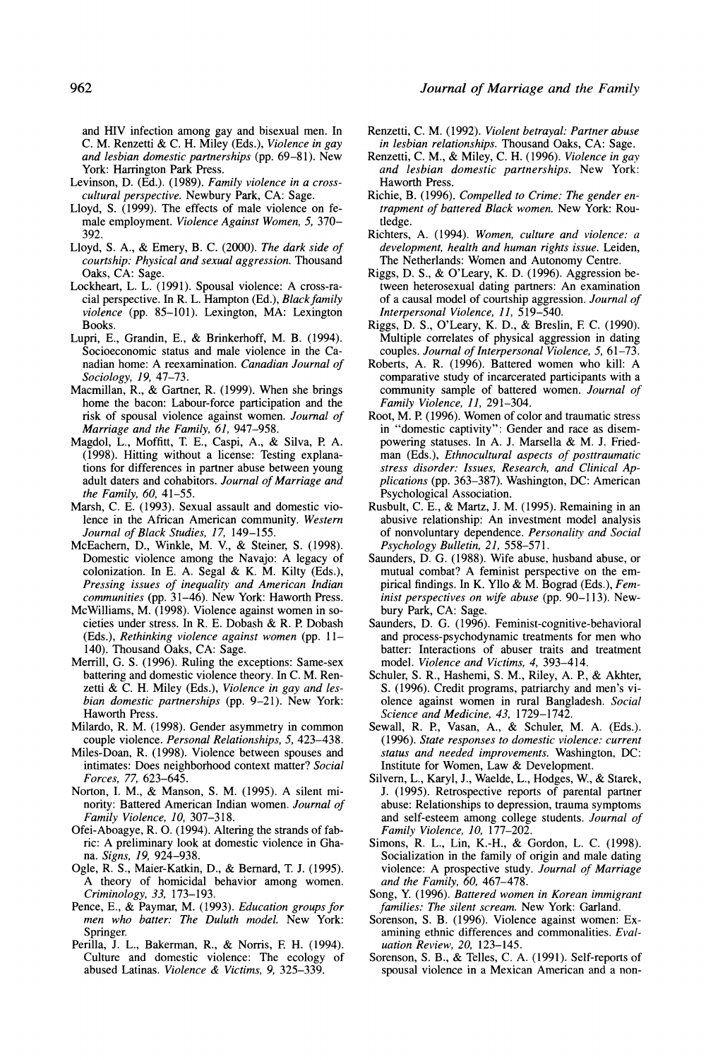and HIV infection among gay and bisexual men. In C. M. Renzetti & C. H. Miley (Eds.), *Violence in gay and lesbian domestic partnerships* (pp. 69–81). New York: Harrington Park Press.

Levinson, D. (Ed.). (1989). *Family violence in a cross-cultural perspective.* Newbury Park, CA: Sage.

Lloyd, S. (1999). The effects of male violence on female employment. *Violence Against Women, 5,* 370–392.

Lloyd, S. A., & Emery, B. C. (2000). *The dark side of courtship: Physical and sexual aggression.* Thousand Oaks, CA: Sage.

Lockheart, L. L. (1991). Spousal violence: A cross-racial perspective. In R. L. Hampton (Ed.), *Black family violence* (pp. 85–101). Lexington, MA: Lexington Books.

Lupri, E., Grandin, E., & Brinkerhoff, M. B. (1994). Socioeconomic status and male violence in the Canadian home: A reexamination. *Canadian Journal of Sociology, 19,* 47–73.

Macmillan, R., & Gartner, R. (1999). When she brings home the bacon: Labour-force participation and the risk of spousal violence against women. *Journal of Marriage and the Family, 61,* 947–958.

Magdol, L., Moffitt, T. E., Caspi, A., & Silva, P. A. (1998). Hitting without a license: Testing explanations for differences in partner abuse between young adult daters and cohabitors. *Journal of Marriage and the Family, 60,* 41–55.

Marsh, C. E. (1993). Sexual assault and domestic violence in the African American community. *Western Journal of Black Studies, 17,* 149–155.

McEachern, D., Winkle, M. V., & Steiner, S. (1998). Domestic violence among the Navajo: A legacy of colonization. In E. A. Segal & K. M. Kilty (Eds.), *Pressing issues of inequality and American Indian communities* (pp. 31–46). New York: Haworth Press.

McWilliams, M. (1998). Violence against women in societies under stress. In R. E. Dobash & R. P. Dobash (Eds.), *Rethinking violence against women* (pp. 11–140). Thousand Oaks, CA: Sage.

Merrill, G. S. (1996). Ruling the exceptions: Same-sex battering and domestic violence theory. In C. M. Renzetti & C. H. Miley (Eds.), *Violence in gay and lesbian domestic partnerships* (pp. 9–21). New York: Haworth Press.

Milardo, R. M. (1998). Gender asymmetry in common couple violence. *Personal Relationships, 5,* 423–438.

Miles-Doan, R. (1998). Violence between spouses and intimates: Does neighborhood context matter? *Social Forces, 77,* 623–645.

Norton, I. M., & Manson, S. M. (1995). A silent minority: Battered American Indian women. *Journal of Family Violence, 10,* 307–318.

Ofei-Aboagye, R. O. (1994). Altering the strands of fabric: A preliminary look at domestic violence in Ghana. *Signs, 19,* 924–938.

Ogle, R. S., Maier-Katkin, D., & Bernard, T. J. (1995). A theory of homicidal behavior among women. *Criminology, 33,* 173–193.

Pence, E., & Paymar, M. (1993). *Education groups for men who batter: The Duluth model.* New York: Springer.

Perilla, J. L., Bakerman, R., & Norris, F. H. (1994). Culture and domestic violence: The ecology of abused Latinas. *Violence & Victims, 9,* 325–339.

Renzetti, C. M. (1992). *Violent betrayal: Partner abuse in lesbian relationships.* Thousand Oaks, CA: Sage.

Renzetti, C. M., & Miley, C. H. (1996). *Violence in gay and lesbian domestic partnerships.* New York: Haworth Press.

Richie, B. (1996). *Compelled to Crime: The gender entrapment of battered Black women.* New York: Routledge.

Richters, A. (1994). *Women, culture and violence: a development, health and human rights issue.* Leiden, The Netherlands: Women and Autonomy Centre.

Riggs, D. S., & O'Leary, K. D. (1996). Aggression between heterosexual dating partners: An examination of a causal model of courtship aggression. *Journal of Interpersonal Violence, 11,* 519–540.

Riggs, D. S., O'Leary, K. D., & Breslin, F. C. (1990). Multiple correlates of physical aggression in dating couples. *Journal of Interpersonal Violence, 5,* 61–73.

Roberts, A. R. (1996). Battered women who kill: A comparative study of incarcerated participants with a community sample of battered women. *Journal of Family Violence, 11,* 291–304.

Root, M. P. (1996). Women of color and traumatic stress in "domestic captivity": Gender and race as disempowering statuses. In A. J. Marsella & M. J. Friedman (Eds.), *Ethnocultural aspects of posttraumatic stress disorder: Issues, Research, and Clinical Applications* (pp. 363–387). Washington, DC: American Psychological Association.

Rusbult, C. E., & Martz, J. M. (1995). Remaining in an abusive relationship: An investment model analysis of nonvoluntary dependence. *Personality and Social Psychology Bulletin, 21,* 558–571.

Saunders, D. G. (1988). Wife abuse, husband abuse, or mutual combat? A feminist perspective on the empirical findings. In K. Yllo & M. Bograd (Eds.), *Feminist perspectives on wife abuse* (pp. 90–113). Newbury Park, CA: Sage.

Saunders, D. G. (1996). Feminist-cognitive-behavioral and process-psychodynamic treatments for men who batter: Interactions of abuser traits and treatment model. *Violence and Victims, 4,* 393–414.

Schuler, S. R., Hashemi, S. M., Riley, A. P., & Akhter, S. (1996). Credit programs, patriarchy and men's violence against women in rural Bangladesh. *Social Science and Medicine, 43,* 1729–1742.

Sewall, R. P., Vasan, A., & Schuler, M. A. (Eds.). (1996). *State responses to domestic violence: current status and needed improvements.* Washington, DC: Institute for Women, Law & Development.

Silvern, L., Karyl, J., Waelde, L., Hodges, W., & Starek, J. (1995). Retrospective reports of parental partner abuse: Relationships to depression, trauma symptoms and self-esteem among college students. *Journal of Family Violence, 10,* 177–202.

Simons, R. L., Lin, K.-H., & Gordon, L. C. (1998). Socialization in the family of origin and male dating violence: A prospective study. *Journal of Marriage and the Family, 60,* 467–478.

Song, Y. (1996). *Battered women in Korean immigrant families: The silent scream.* New York: Garland.

Sorenson, S. B. (1996). Violence against women: Examining ethnic differences and commonalities. *Evaluation Review, 20,* 123–145.

Sorenson, S. B., & Telles, C. A. (1991). Self-reports of spousal violence in a Mexican American and a non-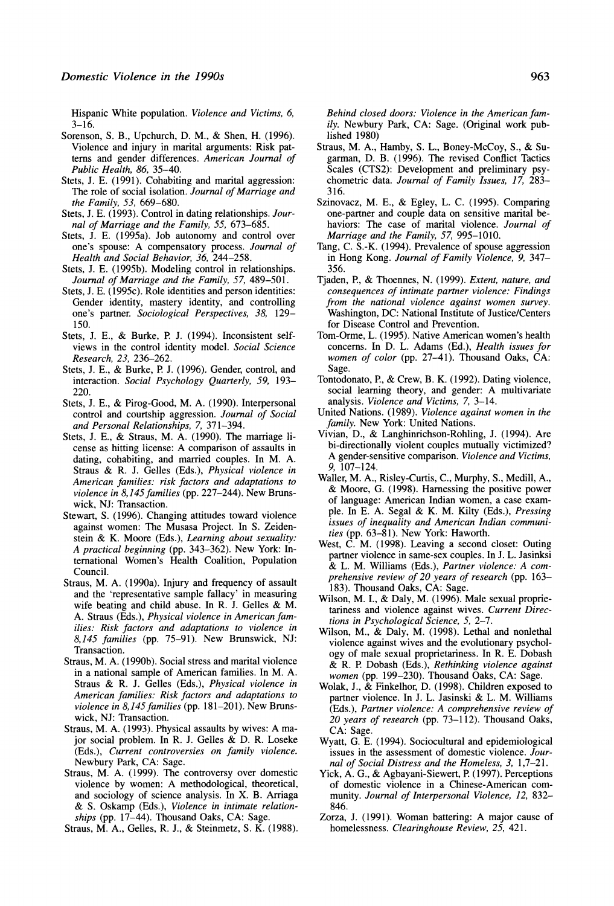Hispanic White population. *Violence and Victims, 6,* 3–16.

Sorenson, S. B., Upchurch, D. M., & Shen, H. (1996). Violence and injury in marital arguments: Risk patterns and gender differences. *American Journal of Public Health, 86,* 35–40.

Stets, J. E. (1991). Cohabiting and marital aggression: The role of social isolation. *Journal of Marriage and the Family, 53,* 669–680.

Stets, J. E. (1993). Control in dating relationships. *Journal of Marriage and the Family, 55,* 673–685.

Stets, J. E. (1995a). Job autonomy and control over one's spouse: A compensatory process. *Journal of Health and Social Behavior, 36,* 244–258.

Stets, J. E. (1995b). Modeling control in relationships. *Journal of Marriage and the Family, 57,* 489–501.

Stets, J. E. (1995c). Role identities and person identities: Gender identity, mastery identity, and controlling one's partner. *Sociological Perspectives, 38,* 129–150.

Stets, J. E., & Burke, P. J. (1994). Inconsistent self-views in the control identity model. *Social Science Research, 23,* 236–262.

Stets, J. E., & Burke, P. J. (1996). Gender, control, and interaction. *Social Psychology Quarterly, 59,* 193–220.

Stets, J. E., & Pirog-Good, M. A. (1990). Interpersonal control and courtship aggression. *Journal of Social and Personal Relationships, 7,* 371–394.

Stets, J. E., & Straus, M. A. (1990). The marriage license as hitting license: A comparison of assaults in dating, cohabiting, and married couples. In M. A. Straus & R. J. Gelles (Eds.), *Physical violence in American families: risk factors and adaptations to violence in 8,145 families* (pp. 227–244). New Brunswick, NJ: Transaction.

Stewart, S. (1996). Changing attitudes toward violence against women: The Musasa Project. In S. Zeidenstein & K. Moore (Eds.), *Learning about sexuality: A practical beginning* (pp. 343–362). New York: International Women's Health Coalition, Population Council.

Straus, M. A. (1990a). Injury and frequency of assault and the 'representative sample fallacy' in measuring wife beating and child abuse. In R. J. Gelles & M. A. Straus (Eds.), *Physical violence in American families: Risk factors and adaptations to violence in 8,145 families* (pp. 75–91). New Brunswick, NJ: Transaction.

Straus, M. A. (1990b). Social stress and marital violence in a national sample of American families. In M. A. Straus & R. J. Gelles (Eds.), *Physical violence in American families: Risk factors and adaptations to violence in 8,145 families* (pp. 181–201). New Brunswick, NJ: Transaction.

Straus, M. A. (1993). Physical assaults by wives: A major social problem. In R. J. Gelles & D. R. Loseke (Eds.), *Current controversies on family violence.* Newbury Park, CA: Sage.

Straus, M. A. (1999). The controversy over domestic violence by women: A methodological, theoretical, and sociology of science analysis. In X. B. Arriaga & S. Oskamp (Eds.), *Violence in intimate relationships* (pp. 17–44). Thousand Oaks, CA: Sage.

Straus, M. A., Gelles, R. J., & Steinmetz, S. K. (1988). *Behind closed doors: Violence in the American family.* Newbury Park, CA: Sage. (Original work published 1980)

Straus, M. A., Hamby, S. L., Boney-McCoy, S., & Sugarman, D. B. (1996). The revised Conflict Tactics Scales (CTS2): Development and preliminary psychometric data. *Journal of Family Issues, 17,* 283–316.

Szinovacz, M. E., & Egley, L. C. (1995). Comparing one-partner and couple data on sensitive marital behaviors: The case of marital violence. *Journal of Marriage and the Family, 57,* 995–1010.

Tang, C. S.-K. (1994). Prevalence of spouse aggression in Hong Kong. *Journal of Family Violence, 9,* 347–356.

Tjaden, P., & Thoennes, N. (1999). *Extent, nature, and consequences of intimate partner violence: Findings from the national violence against women survey.* Washington, DC: National Institute of Justice/Centers for Disease Control and Prevention.

Tom-Orme, L. (1995). Native American women's health concerns. In D. L. Adams (Ed.), *Health issues for women of color* (pp. 27–41). Thousand Oaks, CA: Sage.

Tontodonato, P., & Crew, B. K. (1992). Dating violence, social learning theory, and gender: A multivariate analysis. *Violence and Victims, 7,* 3–14.

United Nations. (1989). *Violence against women in the family.* New York: United Nations.

Vivian, D., & Langhinrichson-Rohling, J. (1994). Are bi-directionally violent couples mutually victimized? A gender-sensitive comparison. *Violence and Victims, 9,* 107–124.

Waller, M. A., Risley-Curtis, C., Murphy, S., Medill, A., & Moore, G. (1998). Harnessing the positive power of language: American Indian women, a case example. In E. A. Segal & K. M. Kilty (Eds.), *Pressing issues of inequality and American Indian communities* (pp. 63–81). New York: Haworth.

West, C. M. (1998). Leaving a second closet: Outing partner violence in same-sex couples. In J. L. Jasinksi & L. M. Williams (Eds.), *Partner violence: A comprehensive review of 20 years of research* (pp. 163–183). Thousand Oaks, CA: Sage.

Wilson, M. I., & Daly, M. (1996). Male sexual proprietariness and violence against wives. *Current Directions in Psychological Science, 5,* 2–7.

Wilson, M., & Daly, M. (1998). Lethal and nonlethal violence against wives and the evolutionary psychology of male sexual proprietariness. In R. E. Dobash & R. P. Dobash (Eds.), *Rethinking violence against women* (pp. 199–230). Thousand Oaks, CA: Sage.

Wolak, J., & Finkelhor, D. (1998). Children exposed to partner violence. In J. L. Jasinski & L. M. Williams (Eds.), *Partner violence: A comprehensive review of 20 years of research* (pp. 73–112). Thousand Oaks, CA: Sage.

Wyatt, G. E. (1994). Sociocultural and epidemiological issues in the assessment of domestic violence. *Journal of Social Distress and the Homeless, 3,* 1,7–21.

Yick, A. G., & Agbayani-Siewert, P. (1997). Perceptions of domestic violence in a Chinese-American community. *Journal of Interpersonal Violence, 12,* 832–846.

Zorza, J. (1991). Woman battering: A major cause of homelessness. *Clearinghouse Review, 25,* 421.